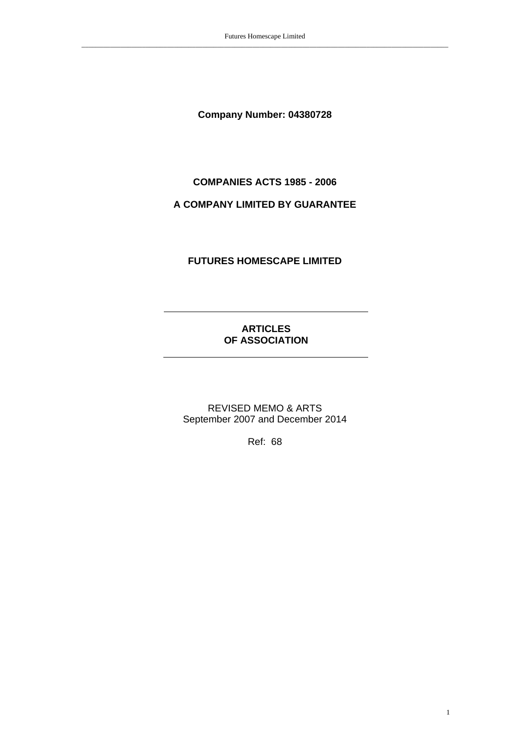**Company Number: 04380728**

**COMPANIES ACTS 1985 - 2006**

**A COMPANY LIMITED BY GUARANTEE**

**FUTURES HOMESCAPE LIMITED**

---

**ARTICLES OF ASSOCIATION**

---

REVISED MEMO & ARTS
September 2007 and December 2014

Ref: 68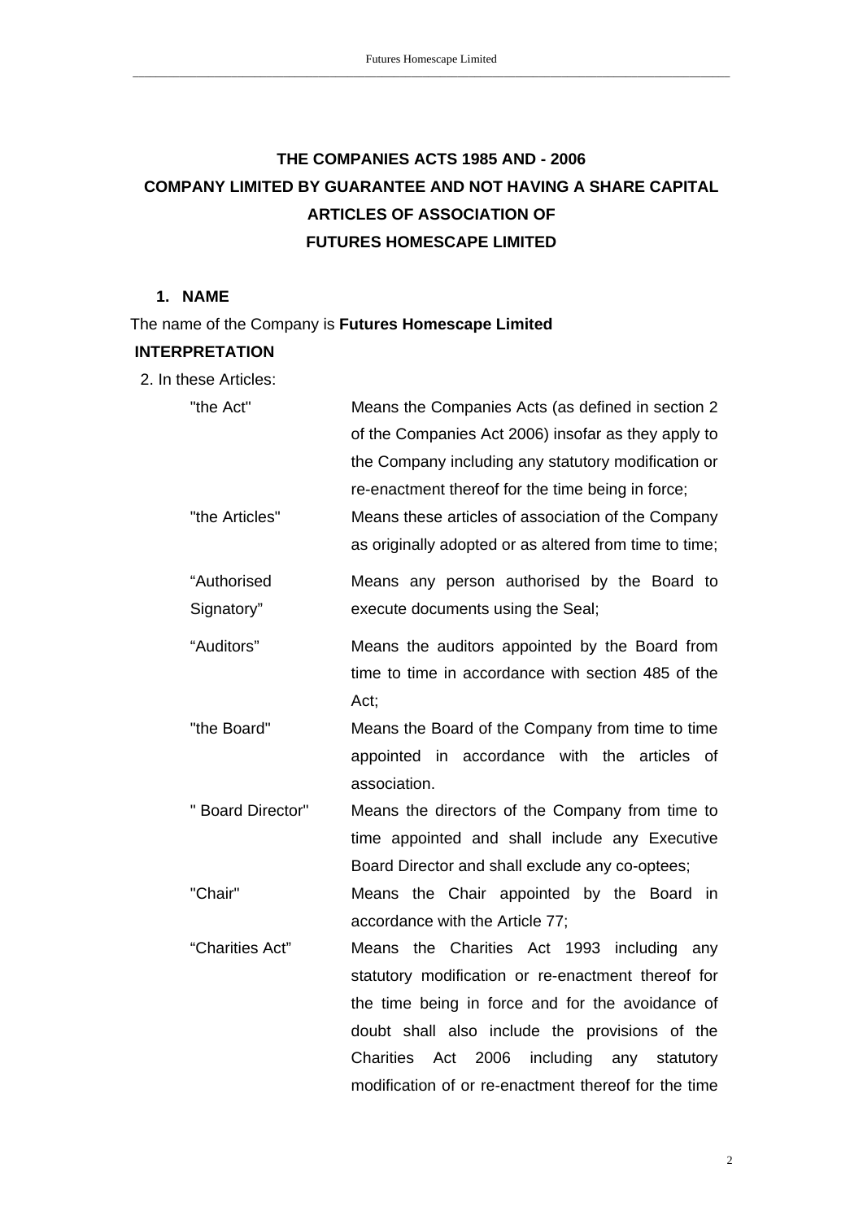**THE COMPANIES ACTS 1985 AND - 2006**

**COMPANY LIMITED BY GUARANTEE AND NOT HAVING A SHARE CAPITAL**

**ARTICLES OF ASSOCIATION OF**

**FUTURES HOMESCAPE LIMITED**

**1. NAME**

The name of the Company is **Futures Homescape Limited**

**INTERPRETATION**

2. In these Articles:

| | |
|---|---|
| "the Act" | Means the Companies Acts (as defined in section 2 of the Companies Act 2006) insofar as they apply to the Company including any statutory modification or re-enactment thereof for the time being in force; |
| "the Articles" | Means these articles of association of the Company as originally adopted or as altered from time to time; |
| "Authorised Signatory" | Means any person authorised by the Board to execute documents using the Seal; |
| "Auditors" | Means the auditors appointed by the Board from time to time in accordance with section 485 of the Act; |
| "the Board" | Means the Board of the Company from time to time appointed in accordance with the articles of association. |
| " Board Director" | Means the directors of the Company from time to time appointed and shall include any Executive Board Director and shall exclude any co-optees; |
| "Chair" | Means the Chair appointed by the Board in accordance with the Article 77; |
| "Charities Act" | Means the Charities Act 1993 including any statutory modification or re-enactment thereof for the time being in force and for the avoidance of doubt shall also include the provisions of the Charities Act 2006 including any statutory modification of or re-enactment thereof for the time |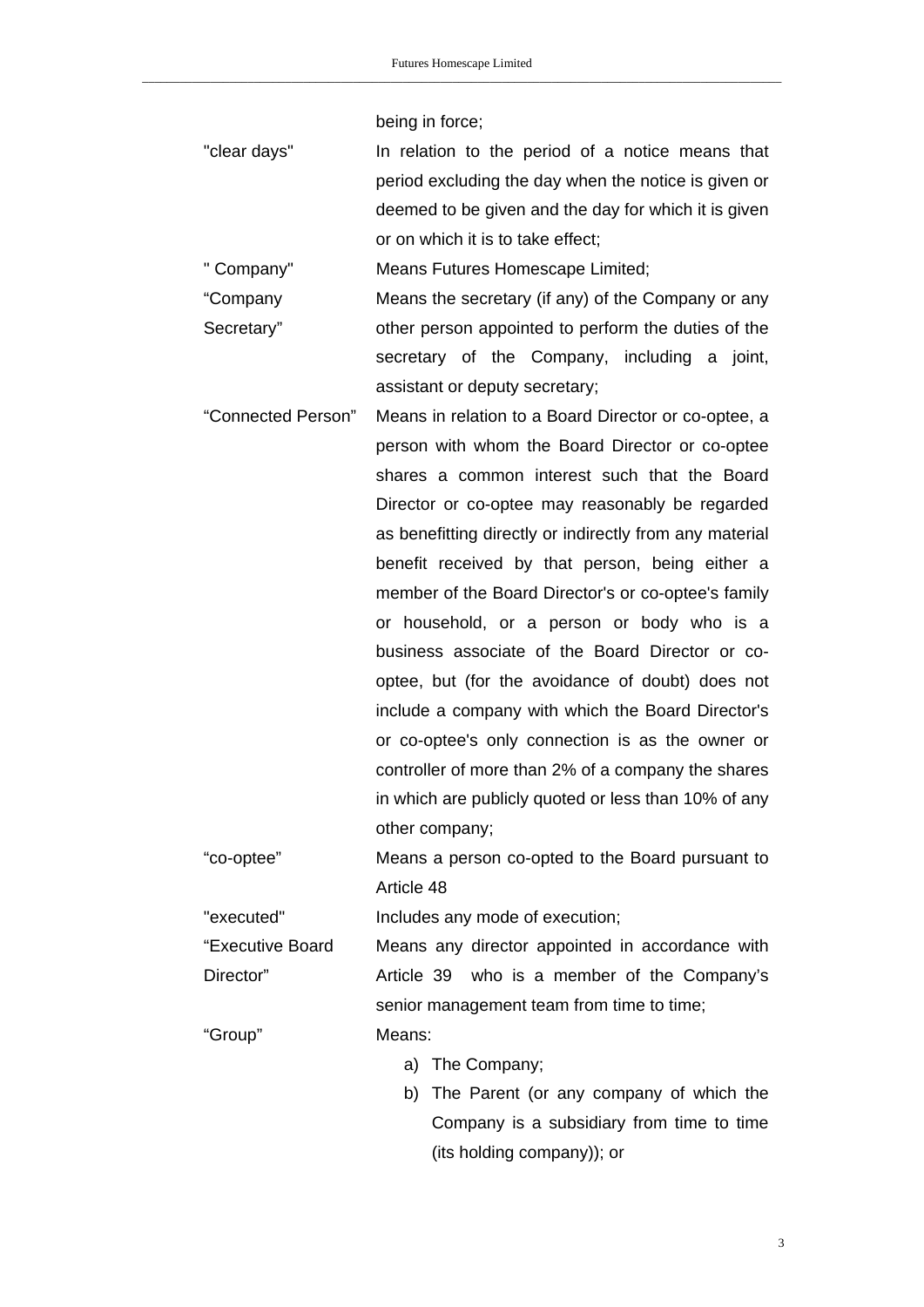being in force;

| | |
|---|---|
| "clear days" | In relation to the period of a notice means that period excluding the day when the notice is given or deemed to be given and the day for which it is given or on which it is to take effect; |
| " Company" | Means Futures Homescape Limited; |
| "Company Secretary" | Means the secretary (if any) of the Company or any other person appointed to perform the duties of the secretary of the Company, including a joint, assistant or deputy secretary; |
| "Connected Person" | Means in relation to a Board Director or co-optee, a person with whom the Board Director or co-optee shares a common interest such that the Board Director or co-optee may reasonably be regarded as benefitting directly or indirectly from any material benefit received by that person, being either a member of the Board Director's or co-optee's family or household, or a person or body who is a business associate of the Board Director or co-optee, but (for the avoidance of doubt) does not include a company with which the Board Director's or co-optee's only connection is as the owner or controller of more than 2% of a company the shares in which are publicly quoted or less than 10% of any other company; |
| "co-optee" | Means a person co-opted to the Board pursuant to Article 48 |
| "executed" | Includes any mode of execution; |
| "Executive Board Director" | Means any director appointed in accordance with Article 39 who is a member of the Company's senior management team from time to time; |
| "Group" | Means: a) The Company; b) The Parent (or any company of which the Company is a subsidiary from time to time (its holding company)); or |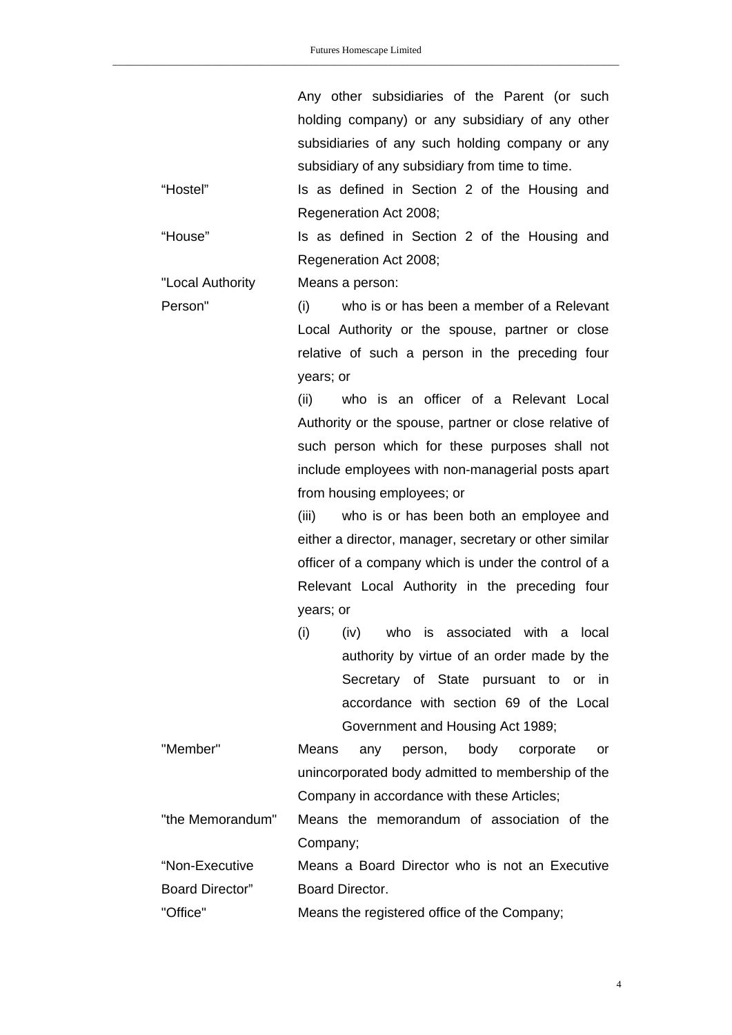| | |
|---|---|
| | Any other subsidiaries of the Parent (or such holding company) or any subsidiary of any other subsidiaries of any such holding company or any subsidiary of any subsidiary from time to time. |
| "Hostel" | Is as defined in Section 2 of the Housing and Regeneration Act 2008; |
| "House" | Is as defined in Section 2 of the Housing and Regeneration Act 2008; |
| "Local Authority Person" | Means a person:<br>(i) who is or has been a member of a Relevant Local Authority or the spouse, partner or close relative of such a person in the preceding four years; or<br>(ii) who is an officer of a Relevant Local Authority or the spouse, partner or close relative of such person which for these purposes shall not include employees with non-managerial posts apart from housing employees; or<br>(iii) who is or has been both an employee and either a director, manager, secretary or other similar officer of a company which is under the control of a Relevant Local Authority in the preceding four years; or<br>(i) (iv) who is associated with a local authority by virtue of an order made by the Secretary of State pursuant to or in accordance with section 69 of the Local Government and Housing Act 1989; |
| "Member" | Means any person, body corporate or unincorporated body admitted to membership of the Company in accordance with these Articles; |
| "the Memorandum" | Means the memorandum of association of the Company; |
| "Non-Executive Board Director" | Means a Board Director who is not an Executive Board Director. |
| "Office" | Means the registered office of the Company; |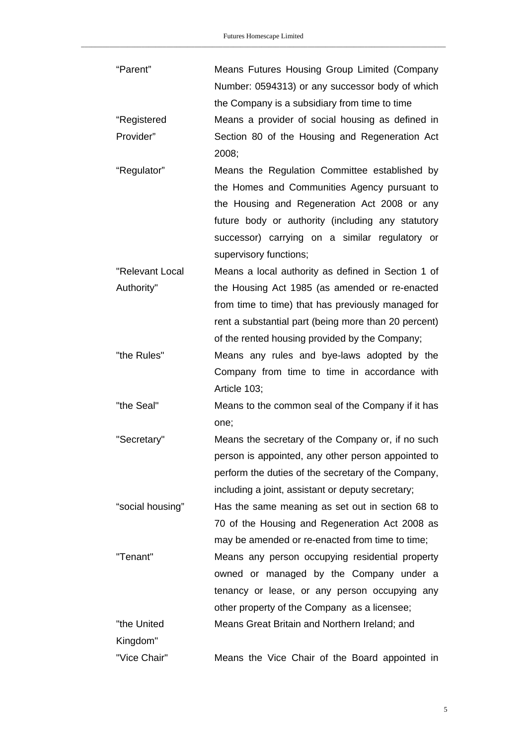| | |
|---|---|
| "Parent" | Means Futures Housing Group Limited (Company Number: 0594313) or any successor body of which the Company is a subsidiary from time to time |
| "Registered Provider" | Means a provider of social housing as defined in Section 80 of the Housing and Regeneration Act 2008; |
| "Regulator" | Means the Regulation Committee established by the Homes and Communities Agency pursuant to the Housing and Regeneration Act 2008 or any future body or authority (including any statutory successor) carrying on a similar regulatory or supervisory functions; |
| "Relevant Local Authority" | Means a local authority as defined in Section 1 of the Housing Act 1985 (as amended or re-enacted from time to time) that has previously managed for rent a substantial part (being more than 20 percent) of the rented housing provided by the Company; |
| "the Rules" | Means any rules and bye-laws adopted by the Company from time to time in accordance with Article 103; |
| "the Seal" | Means to the common seal of the Company if it has one; |
| "Secretary" | Means the secretary of the Company or, if no such person is appointed, any other person appointed to perform the duties of the secretary of the Company, including a joint, assistant or deputy secretary; |
| "social housing" | Has the same meaning as set out in section 68 to 70 of the Housing and Regeneration Act 2008 as may be amended or re-enacted from time to time; |
| "Tenant" | Means any person occupying residential property owned or managed by the Company under a tenancy or lease, or any person occupying any other property of the Company as a licensee; |
| "the United Kingdom" | Means Great Britain and Northern Ireland; and |
| "Vice Chair" | Means the Vice Chair of the Board appointed in |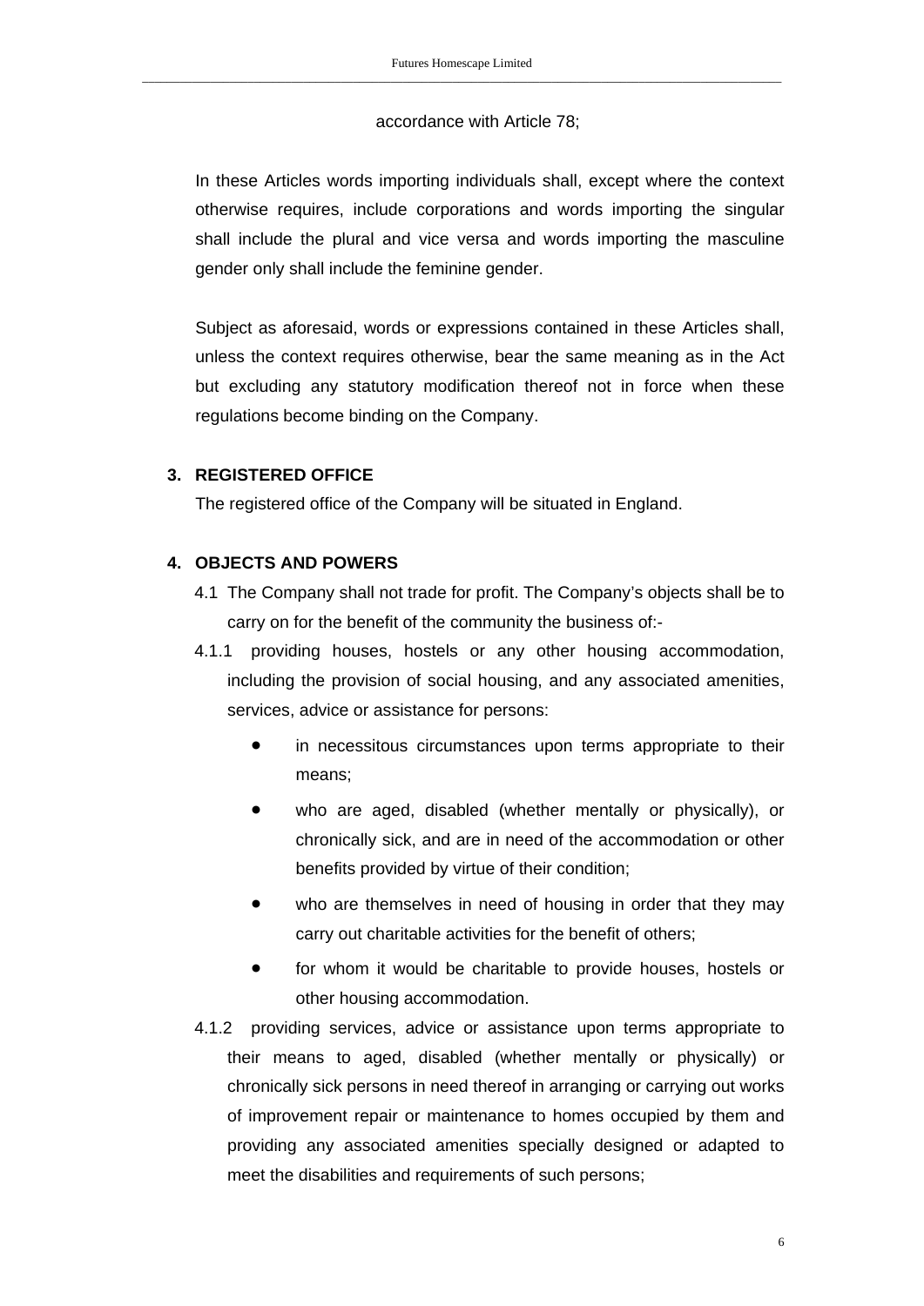accordance with Article 78;

In these Articles words importing individuals shall, except where the context otherwise requires, include corporations and words importing the singular shall include the plural and vice versa and words importing the masculine gender only shall include the feminine gender.

Subject as aforesaid, words or expressions contained in these Articles shall, unless the context requires otherwise, bear the same meaning as in the Act but excluding any statutory modification thereof not in force when these regulations become binding on the Company.

## 3. REGISTERED OFFICE

The registered office of the Company will be situated in England.

## 4. OBJECTS AND POWERS

4.1 The Company shall not trade for profit. The Company's objects shall be to carry on for the benefit of the community the business of:-

4.1.1 providing houses, hostels or any other housing accommodation, including the provision of social housing, and any associated amenities, services, advice or assistance for persons:

- in necessitous circumstances upon terms appropriate to their means;
- who are aged, disabled (whether mentally or physically), or chronically sick, and are in need of the accommodation or other benefits provided by virtue of their condition;
- who are themselves in need of housing in order that they may carry out charitable activities for the benefit of others;
- for whom it would be charitable to provide houses, hostels or other housing accommodation.

4.1.2 providing services, advice or assistance upon terms appropriate to their means to aged, disabled (whether mentally or physically) or chronically sick persons in need thereof in arranging or carrying out works of improvement repair or maintenance to homes occupied by them and providing any associated amenities specially designed or adapted to meet the disabilities and requirements of such persons;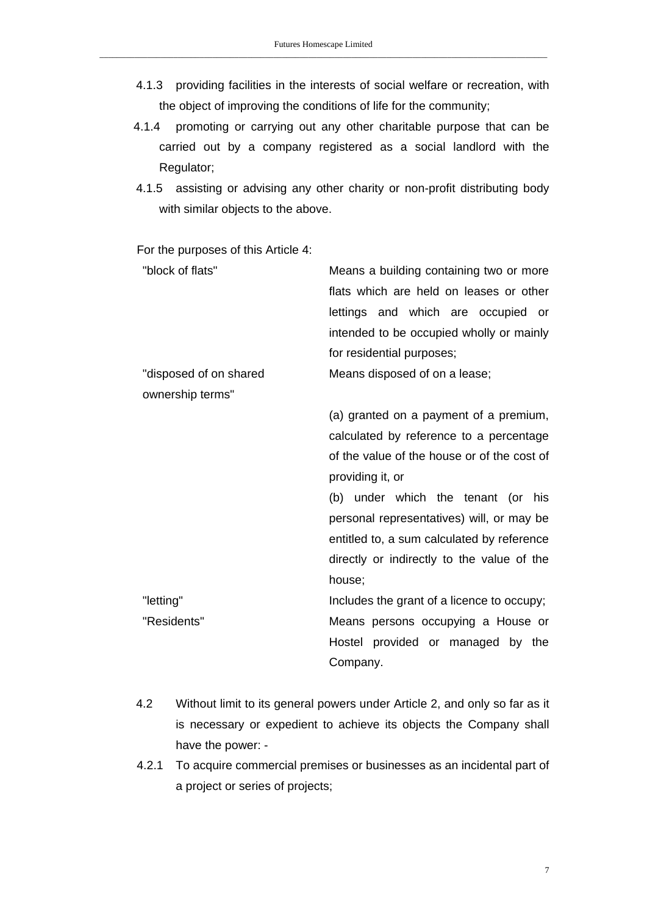4.1.3 providing facilities in the interests of social welfare or recreation, with the object of improving the conditions of life for the community;

4.1.4 promoting or carrying out any other charitable purpose that can be carried out by a company registered as a social landlord with the Regulator;

4.1.5 assisting or advising any other charity or non-profit distributing body with similar objects to the above.

For the purposes of this Article 4:

| | |
|---|---|
| "block of flats" | Means a building containing two or more flats which are held on leases or other lettings and which are occupied or intended to be occupied wholly or mainly for residential purposes; |
| "disposed of on shared ownership terms" | Means disposed of on a lease;<br><br>(a) granted on a payment of a premium, calculated by reference to a percentage of the value of the house or of the cost of providing it, or<br>(b) under which the tenant (or his personal representatives) will, or may be entitled to, a sum calculated by reference directly or indirectly to the value of the house; |
| "letting" | Includes the grant of a licence to occupy; |
| "Residents" | Means persons occupying a House or Hostel provided or managed by the Company. |

4.2 Without limit to its general powers under Article 2, and only so far as it is necessary or expedient to achieve its objects the Company shall have the power: -

4.2.1 To acquire commercial premises or businesses as an incidental part of a project or series of projects;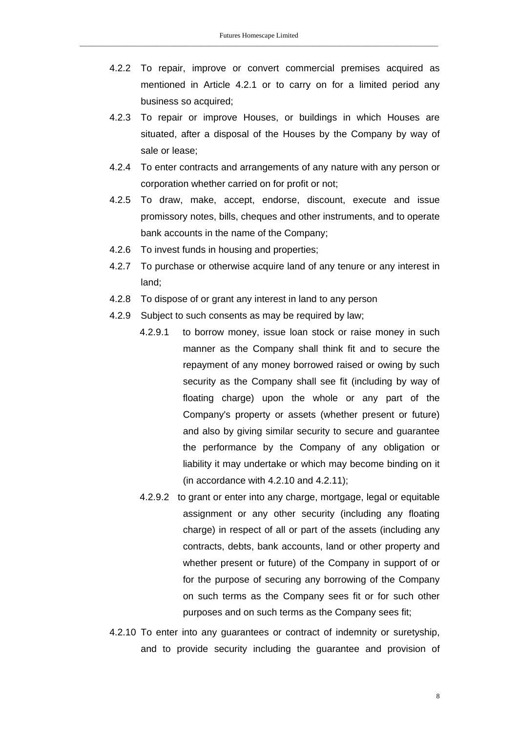4.2.2 To repair, improve or convert commercial premises acquired as mentioned in Article 4.2.1 or to carry on for a limited period any business so acquired;

4.2.3 To repair or improve Houses, or buildings in which Houses are situated, after a disposal of the Houses by the Company by way of sale or lease;

4.2.4 To enter contracts and arrangements of any nature with any person or corporation whether carried on for profit or not;

4.2.5 To draw, make, accept, endorse, discount, execute and issue promissory notes, bills, cheques and other instruments, and to operate bank accounts in the name of the Company;

4.2.6 To invest funds in housing and properties;

4.2.7 To purchase or otherwise acquire land of any tenure or any interest in land;

4.2.8 To dispose of or grant any interest in land to any person

4.2.9 Subject to such consents as may be required by law;

> 4.2.9.1 to borrow money, issue loan stock or raise money in such manner as the Company shall think fit and to secure the repayment of any money borrowed raised or owing by such security as the Company shall see fit (including by way of floating charge) upon the whole or any part of the Company's property or assets (whether present or future) and also by giving similar security to secure and guarantee the performance by the Company of any obligation or liability it may undertake or which may become binding on it (in accordance with 4.2.10 and 4.2.11);
>
> 4.2.9.2 to grant or enter into any charge, mortgage, legal or equitable assignment or any other security (including any floating charge) in respect of all or part of the assets (including any contracts, debts, bank accounts, land or other property and whether present or future) of the Company in support of or for the purpose of securing any borrowing of the Company on such terms as the Company sees fit or for such other purposes and on such terms as the Company sees fit;

4.2.10 To enter into any guarantees or contract of indemnity or suretyship, and to provide security including the guarantee and provision of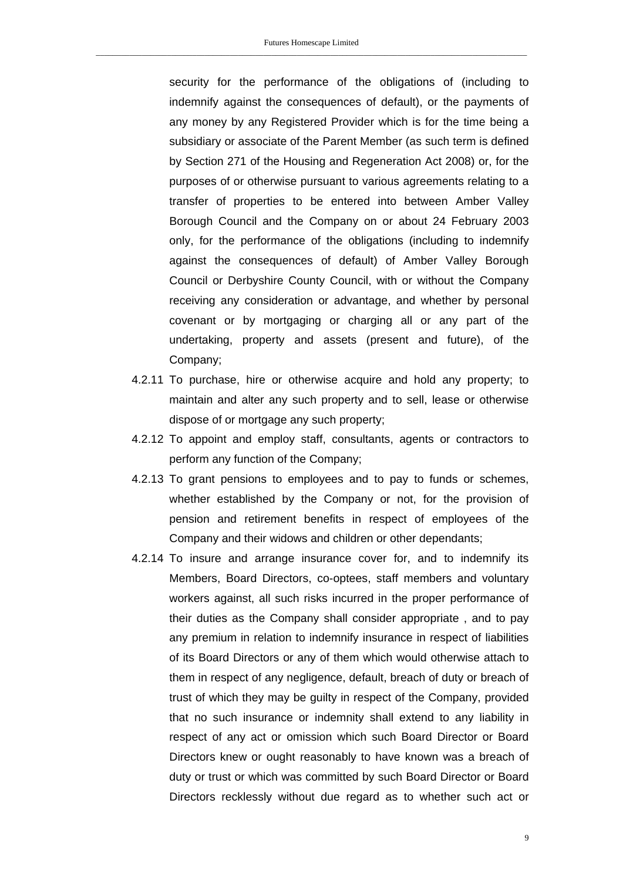security for the performance of the obligations of (including to indemnify against the consequences of default), or the payments of any money by any Registered Provider which is for the time being a subsidiary or associate of the Parent Member (as such term is defined by Section 271 of the Housing and Regeneration Act 2008) or, for the purposes of or otherwise pursuant to various agreements relating to a transfer of properties to be entered into between Amber Valley Borough Council and the Company on or about 24 February 2003 only, for the performance of the obligations (including to indemnify against the consequences of default) of Amber Valley Borough Council or Derbyshire County Council, with or without the Company receiving any consideration or advantage, and whether by personal covenant or by mortgaging or charging all or any part of the undertaking, property and assets (present and future), of the Company;

4.2.11 To purchase, hire or otherwise acquire and hold any property; to maintain and alter any such property and to sell, lease or otherwise dispose of or mortgage any such property;

4.2.12 To appoint and employ staff, consultants, agents or contractors to perform any function of the Company;

4.2.13 To grant pensions to employees and to pay to funds or schemes, whether established by the Company or not, for the provision of pension and retirement benefits in respect of employees of the Company and their widows and children or other dependants;

4.2.14 To insure and arrange insurance cover for, and to indemnify its Members, Board Directors, co-optees, staff members and voluntary workers against, all such risks incurred in the proper performance of their duties as the Company shall consider appropriate , and to pay any premium in relation to indemnify insurance in respect of liabilities of its Board Directors or any of them which would otherwise attach to them in respect of any negligence, default, breach of duty or breach of trust of which they may be guilty in respect of the Company, provided that no such insurance or indemnity shall extend to any liability in respect of any act or omission which such Board Director or Board Directors knew or ought reasonably to have known was a breach of duty or trust or which was committed by such Board Director or Board Directors recklessly without due regard as to whether such act or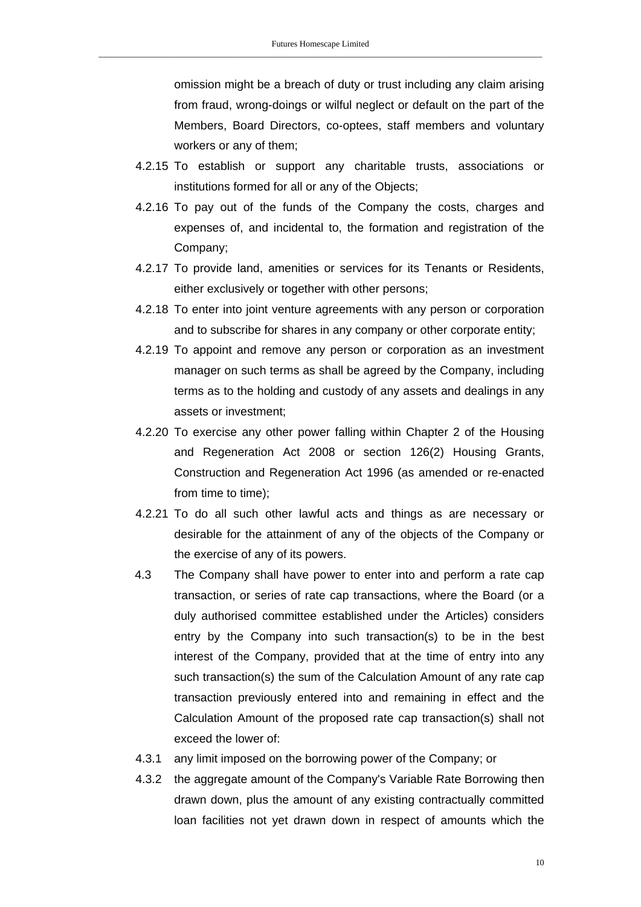omission might be a breach of duty or trust including any claim arising from fraud, wrong-doings or wilful neglect or default on the part of the Members, Board Directors, co-optees, staff members and voluntary workers or any of them;

4.2.15 To establish or support any charitable trusts, associations or institutions formed for all or any of the Objects;

4.2.16 To pay out of the funds of the Company the costs, charges and expenses of, and incidental to, the formation and registration of the Company;

4.2.17 To provide land, amenities or services for its Tenants or Residents, either exclusively or together with other persons;

4.2.18 To enter into joint venture agreements with any person or corporation and to subscribe for shares in any company or other corporate entity;

4.2.19 To appoint and remove any person or corporation as an investment manager on such terms as shall be agreed by the Company, including terms as to the holding and custody of any assets and dealings in any assets or investment;

4.2.20 To exercise any other power falling within Chapter 2 of the Housing and Regeneration Act 2008 or section 126(2) Housing Grants, Construction and Regeneration Act 1996 (as amended or re-enacted from time to time);

4.2.21 To do all such other lawful acts and things as are necessary or desirable for the attainment of any of the objects of the Company or the exercise of any of its powers.

4.3 The Company shall have power to enter into and perform a rate cap transaction, or series of rate cap transactions, where the Board (or a duly authorised committee established under the Articles) considers entry by the Company into such transaction(s) to be in the best interest of the Company, provided that at the time of entry into any such transaction(s) the sum of the Calculation Amount of any rate cap transaction previously entered into and remaining in effect and the Calculation Amount of the proposed rate cap transaction(s) shall not exceed the lower of:

4.3.1 any limit imposed on the borrowing power of the Company; or

4.3.2 the aggregate amount of the Company's Variable Rate Borrowing then drawn down, plus the amount of any existing contractually committed loan facilities not yet drawn down in respect of amounts which the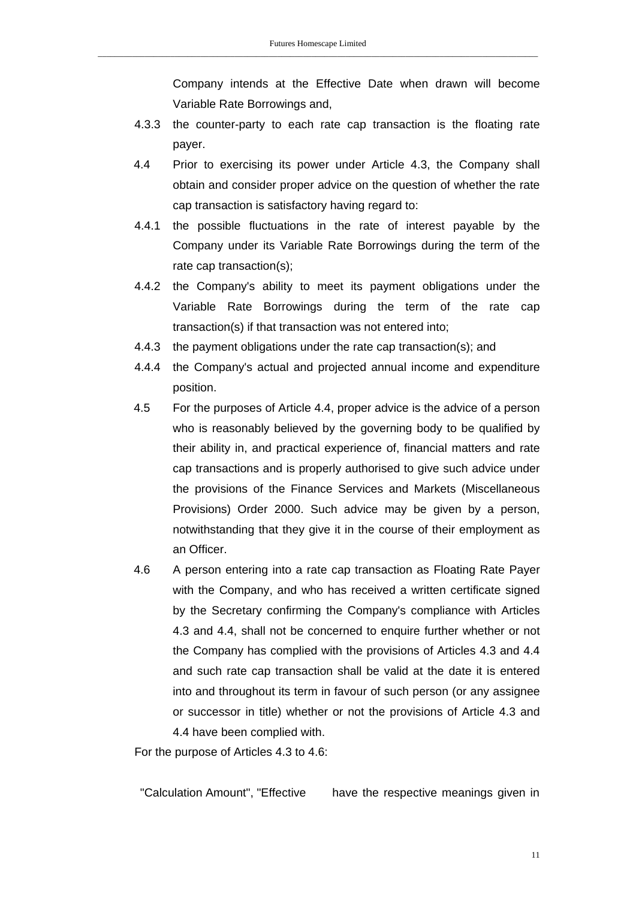Company intends at the Effective Date when drawn will become Variable Rate Borrowings and,

4.3.3 the counter-party to each rate cap transaction is the floating rate payer.

4.4 Prior to exercising its power under Article 4.3, the Company shall obtain and consider proper advice on the question of whether the rate cap transaction is satisfactory having regard to:

4.4.1 the possible fluctuations in the rate of interest payable by the Company under its Variable Rate Borrowings during the term of the rate cap transaction(s);

4.4.2 the Company's ability to meet its payment obligations under the Variable Rate Borrowings during the term of the rate cap transaction(s) if that transaction was not entered into;

4.4.3 the payment obligations under the rate cap transaction(s); and

4.4.4 the Company's actual and projected annual income and expenditure position.

4.5 For the purposes of Article 4.4, proper advice is the advice of a person who is reasonably believed by the governing body to be qualified by their ability in, and practical experience of, financial matters and rate cap transactions and is properly authorised to give such advice under the provisions of the Finance Services and Markets (Miscellaneous Provisions) Order 2000. Such advice may be given by a person, notwithstanding that they give it in the course of their employment as an Officer.

4.6 A person entering into a rate cap transaction as Floating Rate Payer with the Company, and who has received a written certificate signed by the Secretary confirming the Company's compliance with Articles 4.3 and 4.4, shall not be concerned to enquire further whether or not the Company has complied with the provisions of Articles 4.3 and 4.4 and such rate cap transaction shall be valid at the date it is entered into and throughout its term in favour of such person (or any assignee or successor in title) whether or not the provisions of Article 4.3 and 4.4 have been complied with.

For the purpose of Articles 4.3 to 4.6:

| "Calculation Amount", "Effective | have the respective meanings given in |
|---|---|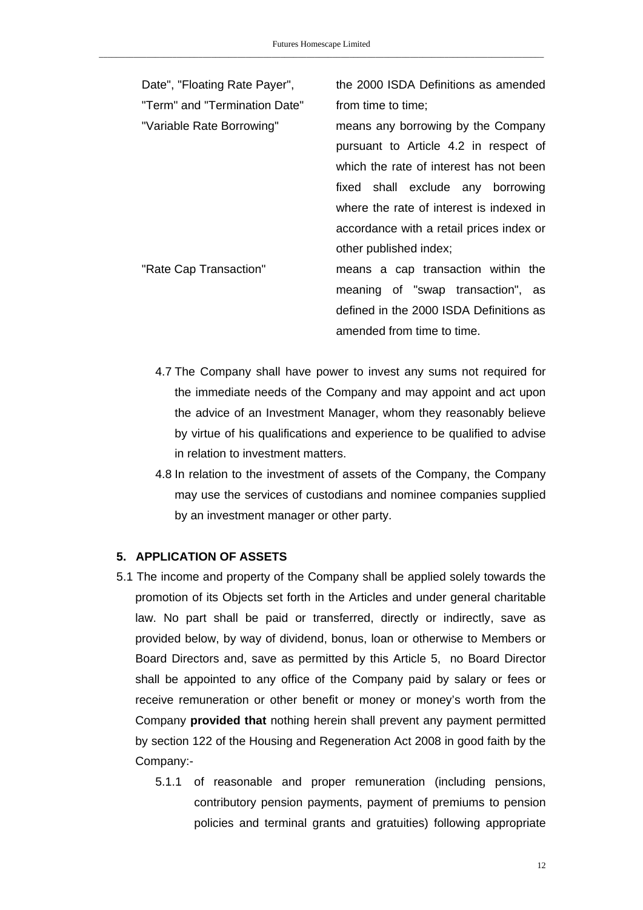| | |
|---|---|
| Date", "Floating Rate Payer", "Term" and "Termination Date" | the 2000 ISDA Definitions as amended from time to time; |
| "Variable Rate Borrowing" | means any borrowing by the Company pursuant to Article 4.2 in respect of which the rate of interest has not been fixed shall exclude any borrowing where the rate of interest is indexed in accordance with a retail prices index or other published index; |
| "Rate Cap Transaction" | means a cap transaction within the meaning of "swap transaction", as defined in the 2000 ISDA Definitions as amended from time to time. |

4.7 The Company shall have power to invest any sums not required for the immediate needs of the Company and may appoint and act upon the advice of an Investment Manager, whom they reasonably believe by virtue of his qualifications and experience to be qualified to advise in relation to investment matters.

4.8 In relation to the investment of assets of the Company, the Company may use the services of custodians and nominee companies supplied by an investment manager or other party.

## 5. APPLICATION OF ASSETS

5.1 The income and property of the Company shall be applied solely towards the promotion of its Objects set forth in the Articles and under general charitable law. No part shall be paid or transferred, directly or indirectly, save as provided below, by way of dividend, bonus, loan or otherwise to Members or Board Directors and, save as permitted by this Article 5, no Board Director shall be appointed to any office of the Company paid by salary or fees or receive remuneration or other benefit or money or money's worth from the Company **provided that** nothing herein shall prevent any payment permitted by section 122 of the Housing and Regeneration Act 2008 in good faith by the Company:-

5.1.1 of reasonable and proper remuneration (including pensions, contributory pension payments, payment of premiums to pension policies and terminal grants and gratuities) following appropriate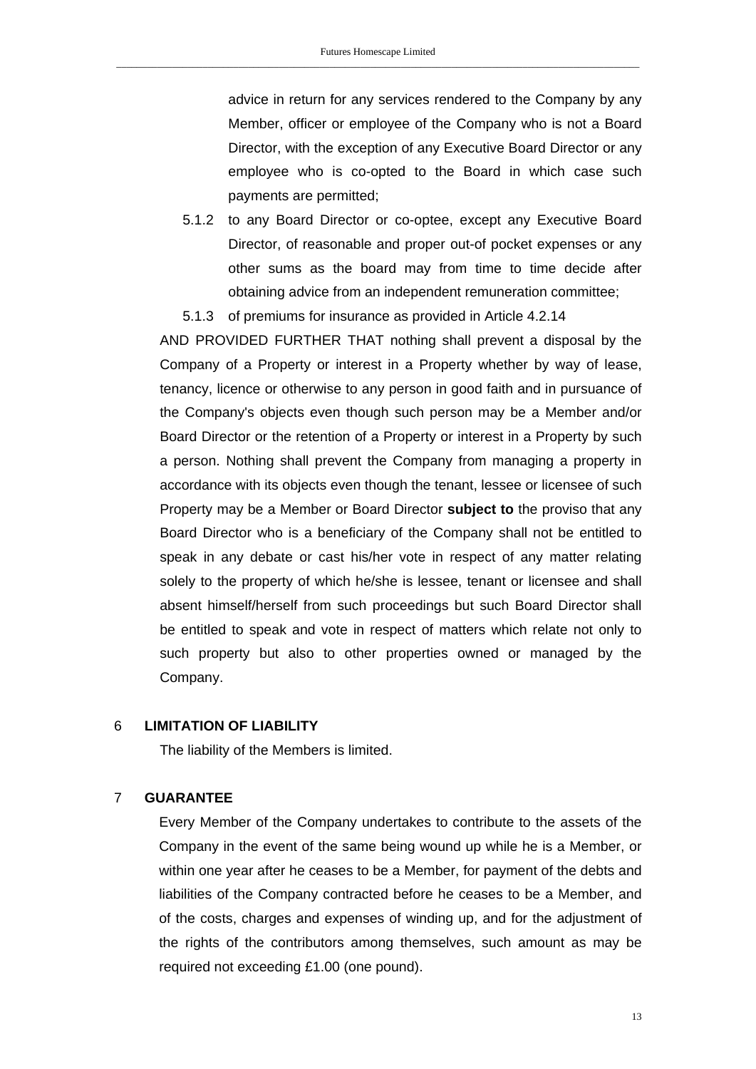advice in return for any services rendered to the Company by any Member, officer or employee of the Company who is not a Board Director, with the exception of any Executive Board Director or any employee who is co-opted to the Board in which case such payments are permitted;

5.1.2 to any Board Director or co-optee, except any Executive Board Director, of reasonable and proper out-of pocket expenses or any other sums as the board may from time to time decide after obtaining advice from an independent remuneration committee;

5.1.3 of premiums for insurance as provided in Article 4.2.14

AND PROVIDED FURTHER THAT nothing shall prevent a disposal by the Company of a Property or interest in a Property whether by way of lease, tenancy, licence or otherwise to any person in good faith and in pursuance of the Company's objects even though such person may be a Member and/or Board Director or the retention of a Property or interest in a Property by such a person. Nothing shall prevent the Company from managing a property in accordance with its objects even though the tenant, lessee or licensee of such Property may be a Member or Board Director **subject to** the proviso that any Board Director who is a beneficiary of the Company shall not be entitled to speak in any debate or cast his/her vote in respect of any matter relating solely to the property of which he/she is lessee, tenant or licensee and shall absent himself/herself from such proceedings but such Board Director shall be entitled to speak and vote in respect of matters which relate not only to such property but also to other properties owned or managed by the Company.

## 6 LIMITATION OF LIABILITY

The liability of the Members is limited.

## 7 GUARANTEE

Every Member of the Company undertakes to contribute to the assets of the Company in the event of the same being wound up while he is a Member, or within one year after he ceases to be a Member, for payment of the debts and liabilities of the Company contracted before he ceases to be a Member, and of the costs, charges and expenses of winding up, and for the adjustment of the rights of the contributors among themselves, such amount as may be required not exceeding £1.00 (one pound).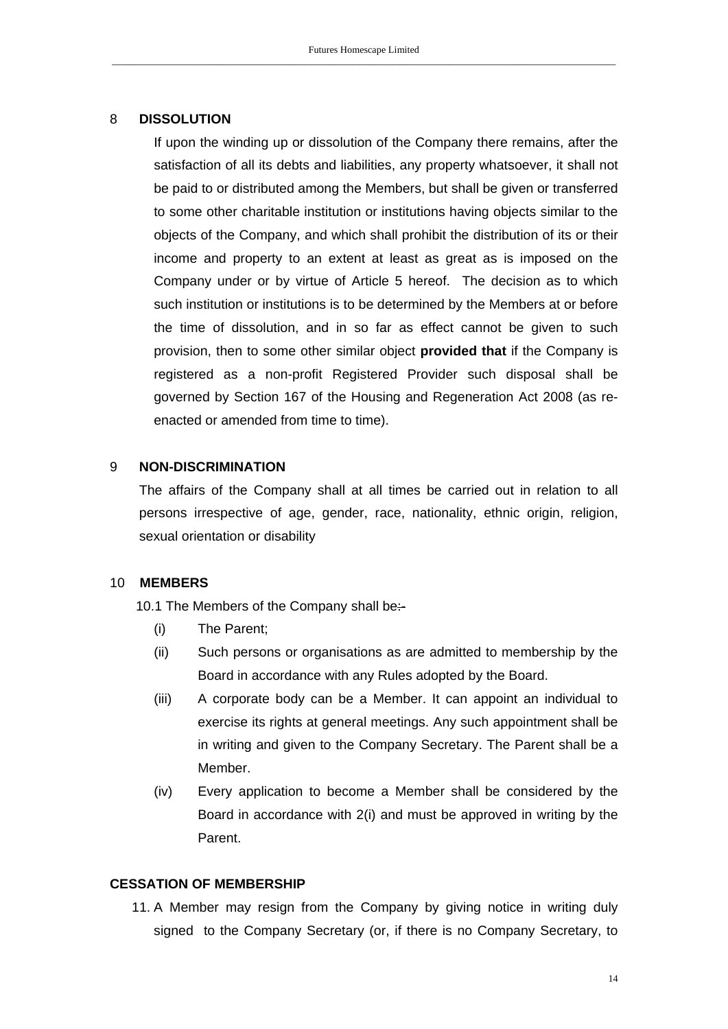## 8 DISSOLUTION

If upon the winding up or dissolution of the Company there remains, after the satisfaction of all its debts and liabilities, any property whatsoever, it shall not be paid to or distributed among the Members, but shall be given or transferred to some other charitable institution or institutions having objects similar to the objects of the Company, and which shall prohibit the distribution of its or their income and property to an extent at least as great as is imposed on the Company under or by virtue of Article 5 hereof. The decision as to which such institution or institutions is to be determined by the Members at or before the time of dissolution, and in so far as effect cannot be given to such provision, then to some other similar object **provided that** if the Company is registered as a non-profit Registered Provider such disposal shall be governed by Section 167 of the Housing and Regeneration Act 2008 (as re-enacted or amended from time to time).

## 9 NON-DISCRIMINATION

The affairs of the Company shall at all times be carried out in relation to all persons irrespective of age, gender, race, nationality, ethnic origin, religion, sexual orientation or disability

## 10 MEMBERS

10.1 The Members of the Company shall be:-

(i) The Parent;

(ii) Such persons or organisations as are admitted to membership by the Board in accordance with any Rules adopted by the Board.

(iii) A corporate body can be a Member. It can appoint an individual to exercise its rights at general meetings. Any such appointment shall be in writing and given to the Company Secretary. The Parent shall be a Member.

(iv) Every application to become a Member shall be considered by the Board in accordance with 2(i) and must be approved in writing by the Parent.

## CESSATION OF MEMBERSHIP

11. A Member may resign from the Company by giving notice in writing duly signed to the Company Secretary (or, if there is no Company Secretary, to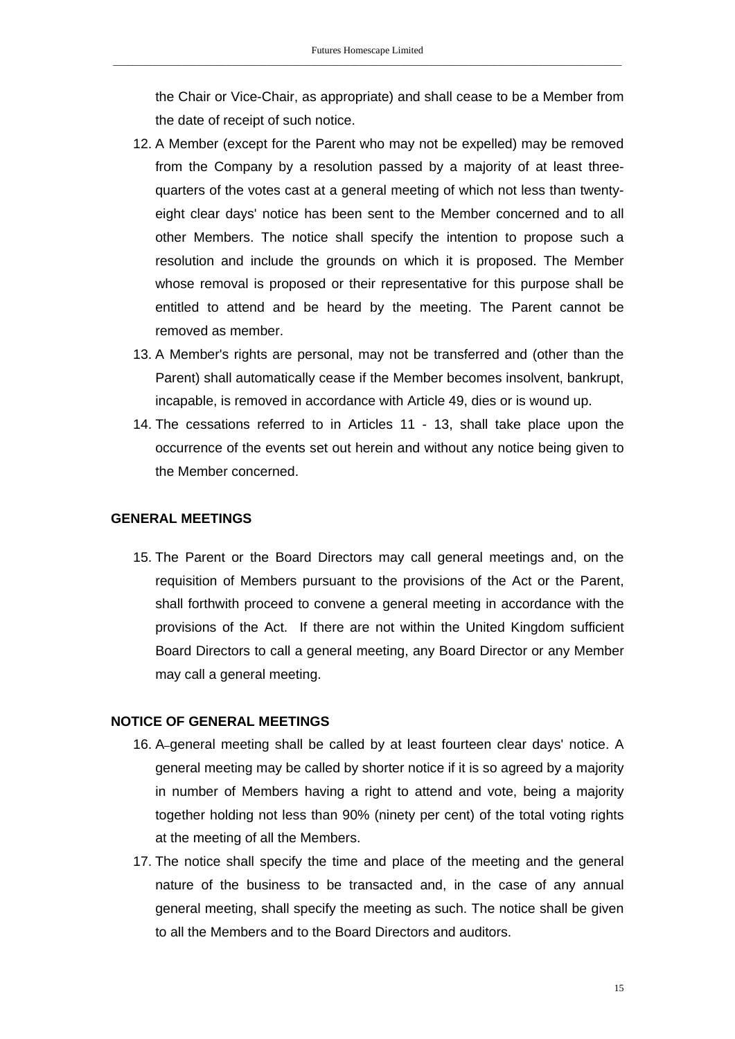the Chair or Vice-Chair, as appropriate) and shall cease to be a Member from the date of receipt of such notice.

12. A Member (except for the Parent who may not be expelled) may be removed from the Company by a resolution passed by a majority of at least three-quarters of the votes cast at a general meeting of which not less than twenty-eight clear days' notice has been sent to the Member concerned and to all other Members. The notice shall specify the intention to propose such a resolution and include the grounds on which it is proposed. The Member whose removal is proposed or their representative for this purpose shall be entitled to attend and be heard by the meeting. The Parent cannot be removed as member.
13. A Member's rights are personal, may not be transferred and (other than the Parent) shall automatically cease if the Member becomes insolvent, bankrupt, incapable, is removed in accordance with Article 49, dies or is wound up.
14. The cessations referred to in Articles 11 - 13, shall take place upon the occurrence of the events set out herein and without any notice being given to the Member concerned.

**GENERAL MEETINGS**

15. The Parent or the Board Directors may call general meetings and, on the requisition of Members pursuant to the provisions of the Act or the Parent, shall forthwith proceed to convene a general meeting in accordance with the provisions of the Act. If there are not within the United Kingdom sufficient Board Directors to call a general meeting, any Board Director or any Member may call a general meeting.

**NOTICE OF GENERAL MEETINGS**

16. A general meeting shall be called by at least fourteen clear days' notice. A general meeting may be called by shorter notice if it is so agreed by a majority in number of Members having a right to attend and vote, being a majority together holding not less than 90% (ninety per cent) of the total voting rights at the meeting of all the Members.
17. The notice shall specify the time and place of the meeting and the general nature of the business to be transacted and, in the case of any annual general meeting, shall specify the meeting as such. The notice shall be given to all the Members and to the Board Directors and auditors.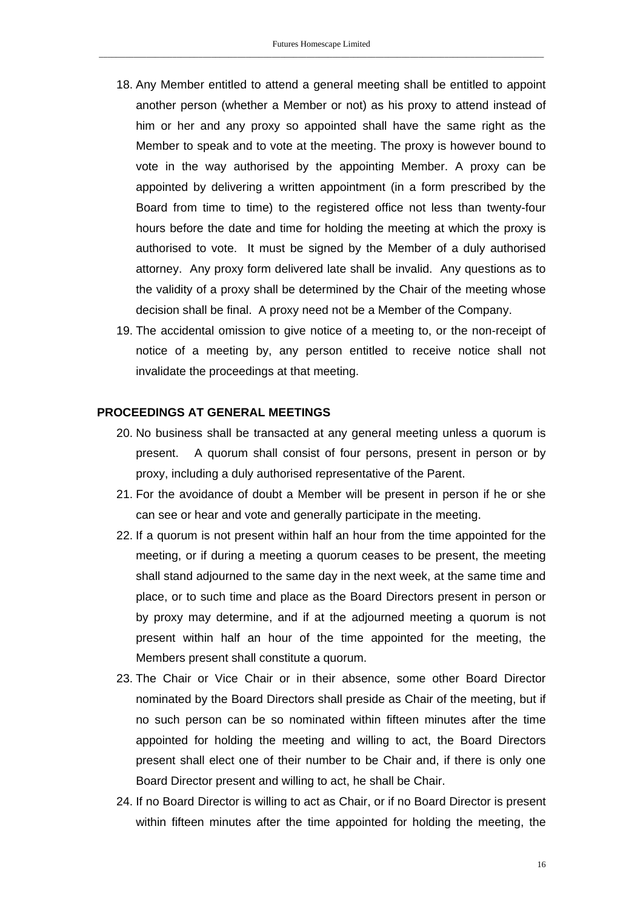18. Any Member entitled to attend a general meeting shall be entitled to appoint another person (whether a Member or not) as his proxy to attend instead of him or her and any proxy so appointed shall have the same right as the Member to speak and to vote at the meeting. The proxy is however bound to vote in the way authorised by the appointing Member. A proxy can be appointed by delivering a written appointment (in a form prescribed by the Board from time to time) to the registered office not less than twenty-four hours before the date and time for holding the meeting at which the proxy is authorised to vote. It must be signed by the Member of a duly authorised attorney. Any proxy form delivered late shall be invalid. Any questions as to the validity of a proxy shall be determined by the Chair of the meeting whose decision shall be final. A proxy need not be a Member of the Company.
19. The accidental omission to give notice of a meeting to, or the non-receipt of notice of a meeting by, any person entitled to receive notice shall not invalidate the proceedings at that meeting.

**PROCEEDINGS AT GENERAL MEETINGS**

20. No business shall be transacted at any general meeting unless a quorum is present. A quorum shall consist of four persons, present in person or by proxy, including a duly authorised representative of the Parent.
21. For the avoidance of doubt a Member will be present in person if he or she can see or hear and vote and generally participate in the meeting.
22. If a quorum is not present within half an hour from the time appointed for the meeting, or if during a meeting a quorum ceases to be present, the meeting shall stand adjourned to the same day in the next week, at the same time and place, or to such time and place as the Board Directors present in person or by proxy may determine, and if at the adjourned meeting a quorum is not present within half an hour of the time appointed for the meeting, the Members present shall constitute a quorum.
23. The Chair or Vice Chair or in their absence, some other Board Director nominated by the Board Directors shall preside as Chair of the meeting, but if no such person can be so nominated within fifteen minutes after the time appointed for holding the meeting and willing to act, the Board Directors present shall elect one of their number to be Chair and, if there is only one Board Director present and willing to act, he shall be Chair.
24. If no Board Director is willing to act as Chair, or if no Board Director is present within fifteen minutes after the time appointed for holding the meeting, the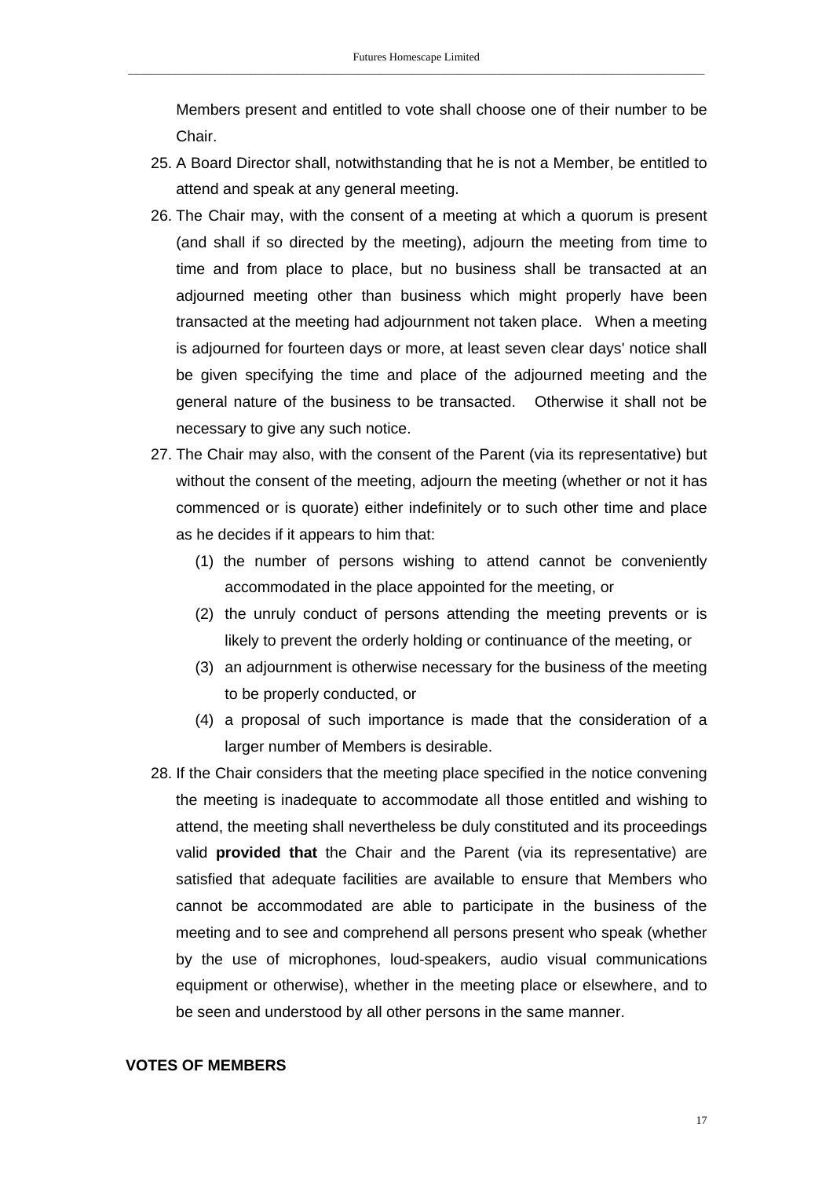Members present and entitled to vote shall choose one of their number to be Chair.

25. A Board Director shall, notwithstanding that he is not a Member, be entitled to attend and speak at any general meeting.
26. The Chair may, with the consent of a meeting at which a quorum is present (and shall if so directed by the meeting), adjourn the meeting from time to time and from place to place, but no business shall be transacted at an adjourned meeting other than business which might properly have been transacted at the meeting had adjournment not taken place. When a meeting is adjourned for fourteen days or more, at least seven clear days' notice shall be given specifying the time and place of the adjourned meeting and the general nature of the business to be transacted. Otherwise it shall not be necessary to give any such notice.
27. The Chair may also, with the consent of the Parent (via its representative) but without the consent of the meeting, adjourn the meeting (whether or not it has commenced or is quorate) either indefinitely or to such other time and place as he decides if it appears to him that:
    (1) the number of persons wishing to attend cannot be conveniently accommodated in the place appointed for the meeting, or
    (2) the unruly conduct of persons attending the meeting prevents or is likely to prevent the orderly holding or continuance of the meeting, or
    (3) an adjournment is otherwise necessary for the business of the meeting to be properly conducted, or
    (4) a proposal of such importance is made that the consideration of a larger number of Members is desirable.
28. If the Chair considers that the meeting place specified in the notice convening the meeting is inadequate to accommodate all those entitled and wishing to attend, the meeting shall nevertheless be duly constituted and its proceedings valid **provided that** the Chair and the Parent (via its representative) are satisfied that adequate facilities are available to ensure that Members who cannot be accommodated are able to participate in the business of the meeting and to see and comprehend all persons present who speak (whether by the use of microphones, loud-speakers, audio visual communications equipment or otherwise), whether in the meeting place or elsewhere, and to be seen and understood by all other persons in the same manner.

**VOTES OF MEMBERS**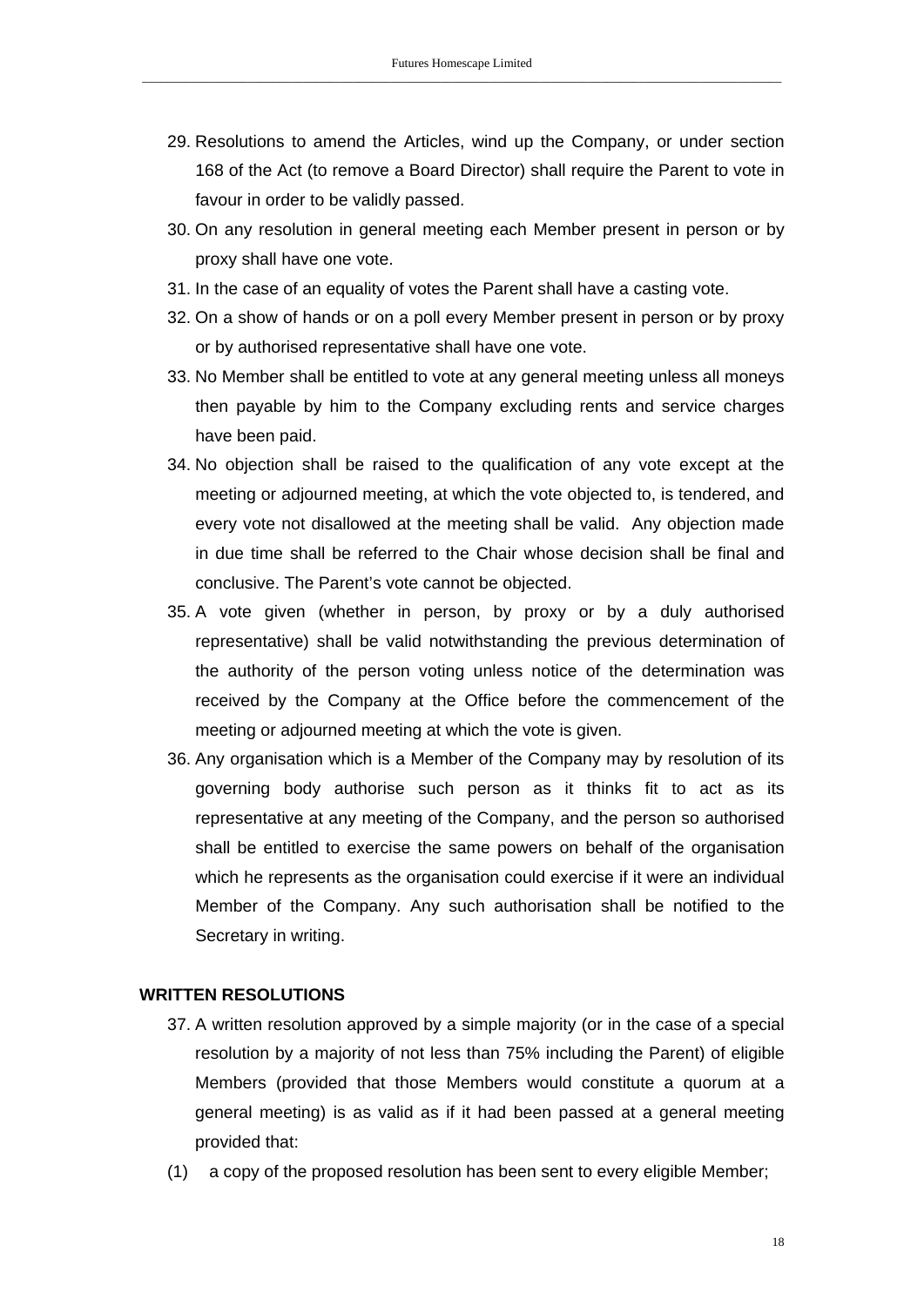29. Resolutions to amend the Articles, wind up the Company, or under section 168 of the Act (to remove a Board Director) shall require the Parent to vote in favour in order to be validly passed.
30. On any resolution in general meeting each Member present in person or by proxy shall have one vote.
31. In the case of an equality of votes the Parent shall have a casting vote.
32. On a show of hands or on a poll every Member present in person or by proxy or by authorised representative shall have one vote.
33. No Member shall be entitled to vote at any general meeting unless all moneys then payable by him to the Company excluding rents and service charges have been paid.
34. No objection shall be raised to the qualification of any vote except at the meeting or adjourned meeting, at which the vote objected to, is tendered, and every vote not disallowed at the meeting shall be valid. Any objection made in due time shall be referred to the Chair whose decision shall be final and conclusive. The Parent's vote cannot be objected.
35. A vote given (whether in person, by proxy or by a duly authorised representative) shall be valid notwithstanding the previous determination of the authority of the person voting unless notice of the determination was received by the Company at the Office before the commencement of the meeting or adjourned meeting at which the vote is given.
36. Any organisation which is a Member of the Company may by resolution of its governing body authorise such person as it thinks fit to act as its representative at any meeting of the Company, and the person so authorised shall be entitled to exercise the same powers on behalf of the organisation which he represents as the organisation could exercise if it were an individual Member of the Company. Any such authorisation shall be notified to the Secretary in writing.

**WRITTEN RESOLUTIONS**

37. A written resolution approved by a simple majority (or in the case of a special resolution by a majority of not less than 75% including the Parent) of eligible Members (provided that those Members would constitute a quorum at a general meeting) is as valid as if it had been passed at a general meeting provided that:

(1) a copy of the proposed resolution has been sent to every eligible Member;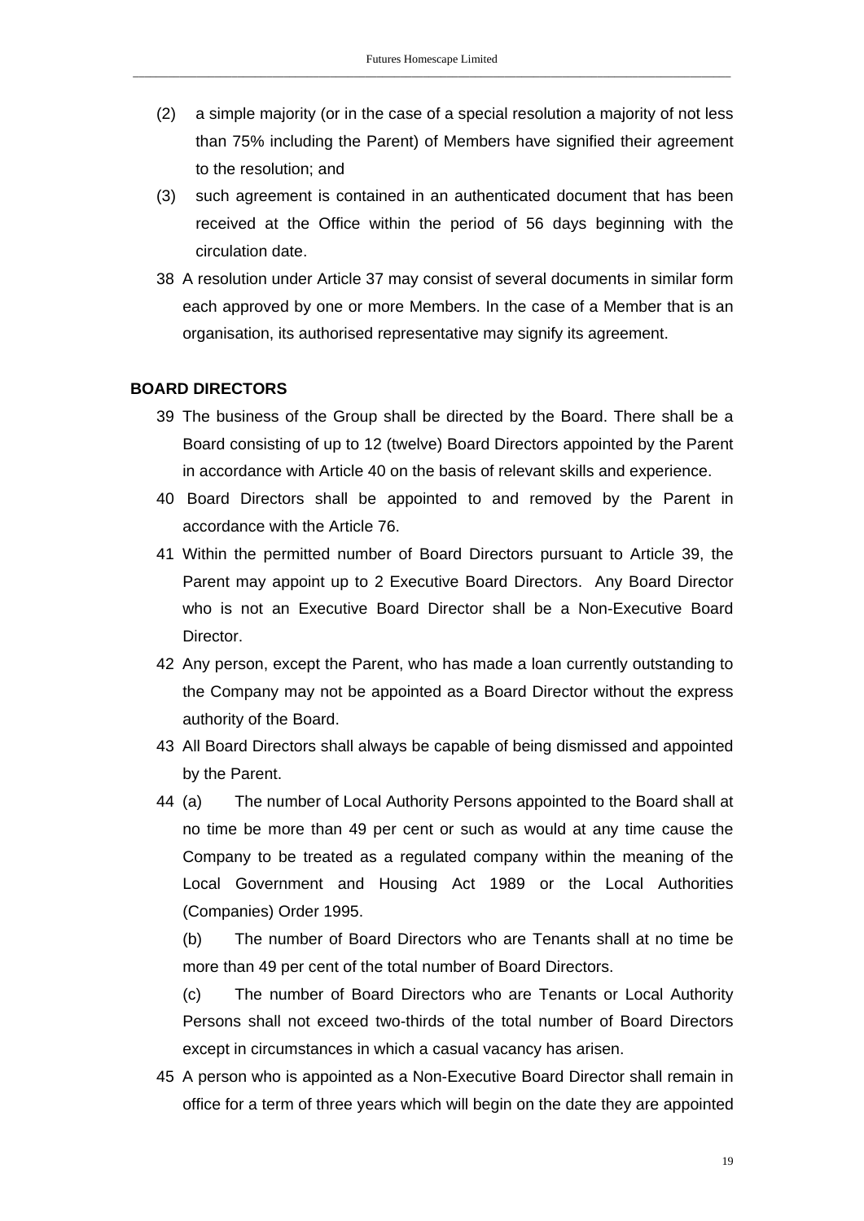(2) a simple majority (or in the case of a special resolution a majority of not less than 75% including the Parent) of Members have signified their agreement to the resolution; and

(3) such agreement is contained in an authenticated document that has been received at the Office within the period of 56 days beginning with the circulation date.

38 A resolution under Article 37 may consist of several documents in similar form each approved by one or more Members. In the case of a Member that is an organisation, its authorised representative may signify its agreement.

**BOARD DIRECTORS**

39 The business of the Group shall be directed by the Board. There shall be a Board consisting of up to 12 (twelve) Board Directors appointed by the Parent in accordance with Article 40 on the basis of relevant skills and experience.

40 Board Directors shall be appointed to and removed by the Parent in accordance with the Article 76.

41 Within the permitted number of Board Directors pursuant to Article 39, the Parent may appoint up to 2 Executive Board Directors. Any Board Director who is not an Executive Board Director shall be a Non-Executive Board Director.

42 Any person, except the Parent, who has made a loan currently outstanding to the Company may not be appointed as a Board Director without the express authority of the Board.

43 All Board Directors shall always be capable of being dismissed and appointed by the Parent.

44 (a) The number of Local Authority Persons appointed to the Board shall at no time be more than 49 per cent or such as would at any time cause the Company to be treated as a regulated company within the meaning of the Local Government and Housing Act 1989 or the Local Authorities (Companies) Order 1995.

(b) The number of Board Directors who are Tenants shall at no time be more than 49 per cent of the total number of Board Directors.

(c) The number of Board Directors who are Tenants or Local Authority Persons shall not exceed two-thirds of the total number of Board Directors except in circumstances in which a casual vacancy has arisen.

45 A person who is appointed as a Non-Executive Board Director shall remain in office for a term of three years which will begin on the date they are appointed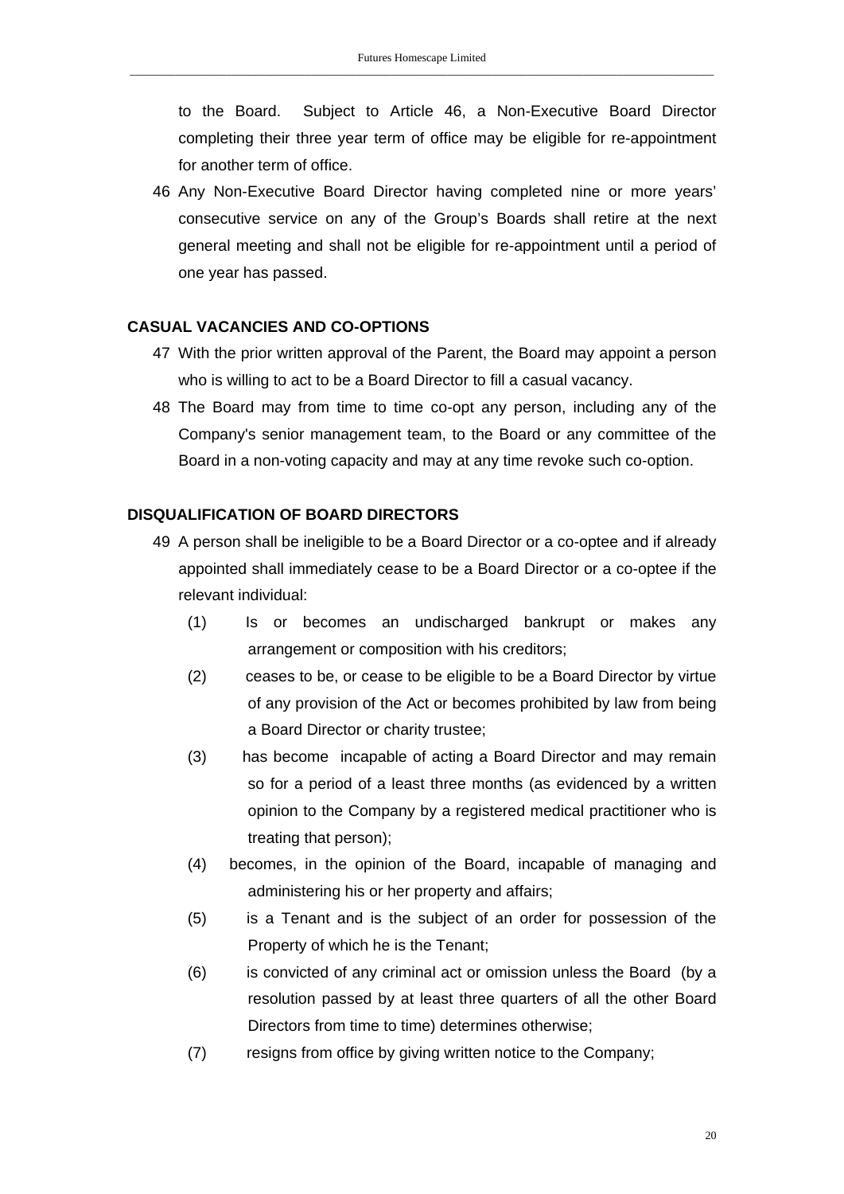to the Board. Subject to Article 46, a Non-Executive Board Director completing their three year term of office may be eligible for re-appointment for another term of office.

46 Any Non-Executive Board Director having completed nine or more years' consecutive service on any of the Group's Boards shall retire at the next general meeting and shall not be eligible for re-appointment until a period of one year has passed.

**CASUAL VACANCIES AND CO-OPTIONS**

47 With the prior written approval of the Parent, the Board may appoint a person who is willing to act to be a Board Director to fill a casual vacancy.

48 The Board may from time to time co-opt any person, including any of the Company's senior management team, to the Board or any committee of the Board in a non-voting capacity and may at any time revoke such co-option.

**DISQUALIFICATION OF BOARD DIRECTORS**

49 A person shall be ineligible to be a Board Director or a co-optee and if already appointed shall immediately cease to be a Board Director or a co-optee if the relevant individual:

(1) Is or becomes an undischarged bankrupt or makes any arrangement or composition with his creditors;

(2) ceases to be, or cease to be eligible to be a Board Director by virtue of any provision of the Act or becomes prohibited by law from being a Board Director or charity trustee;

(3) has become incapable of acting a Board Director and may remain so for a period of a least three months (as evidenced by a written opinion to the Company by a registered medical practitioner who is treating that person);

(4) becomes, in the opinion of the Board, incapable of managing and administering his or her property and affairs;

(5) is a Tenant and is the subject of an order for possession of the Property of which he is the Tenant;

(6) is convicted of any criminal act or omission unless the Board (by a resolution passed by at least three quarters of all the other Board Directors from time to time) determines otherwise;

(7) resigns from office by giving written notice to the Company;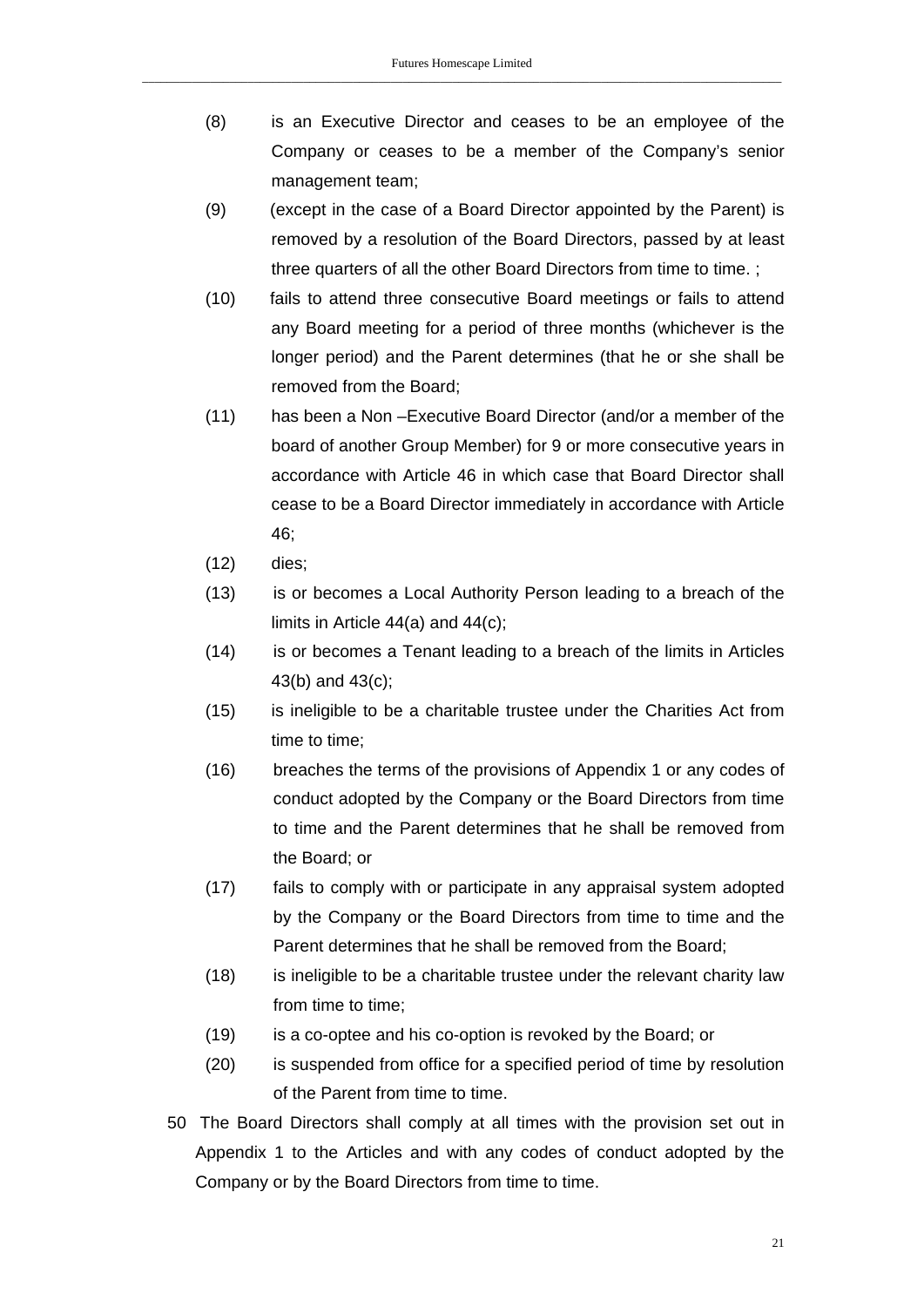(8) is an Executive Director and ceases to be an employee of the Company or ceases to be a member of the Company's senior management team;

(9) (except in the case of a Board Director appointed by the Parent) is removed by a resolution of the Board Directors, passed by at least three quarters of all the other Board Directors from time to time. ;

(10) fails to attend three consecutive Board meetings or fails to attend any Board meeting for a period of three months (whichever is the longer period) and the Parent determines (that he or she shall be removed from the Board;

(11) has been a Non –Executive Board Director (and/or a member of the board of another Group Member) for 9 or more consecutive years in accordance with Article 46 in which case that Board Director shall cease to be a Board Director immediately in accordance with Article 46;

(12) dies;

(13) is or becomes a Local Authority Person leading to a breach of the limits in Article 44(a) and 44(c);

(14) is or becomes a Tenant leading to a breach of the limits in Articles 43(b) and 43(c);

(15) is ineligible to be a charitable trustee under the Charities Act from time to time;

(16) breaches the terms of the provisions of Appendix 1 or any codes of conduct adopted by the Company or the Board Directors from time to time and the Parent determines that he shall be removed from the Board; or

(17) fails to comply with or participate in any appraisal system adopted by the Company or the Board Directors from time to time and the Parent determines that he shall be removed from the Board;

(18) is ineligible to be a charitable trustee under the relevant charity law from time to time;

(19) is a co-optee and his co-option is revoked by the Board; or

(20) is suspended from office for a specified period of time by resolution of the Parent from time to time.

50 The Board Directors shall comply at all times with the provision set out in Appendix 1 to the Articles and with any codes of conduct adopted by the Company or by the Board Directors from time to time.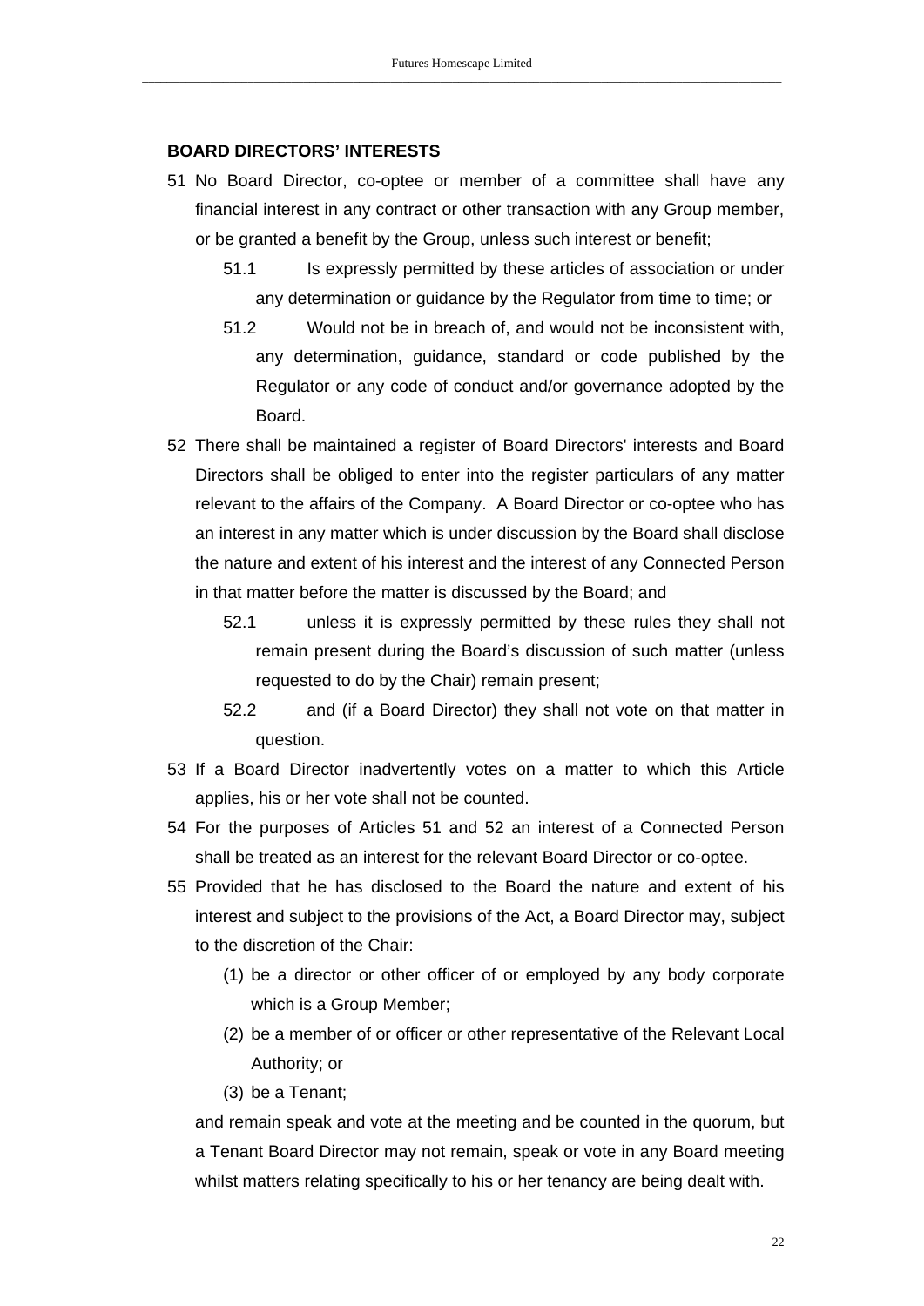**BOARD DIRECTORS' INTERESTS**

51 No Board Director, co-optee or member of a committee shall have any financial interest in any contract or other transaction with any Group member, or be granted a benefit by the Group, unless such interest or benefit;

   51.1 Is expressly permitted by these articles of association or under any determination or guidance by the Regulator from time to time; or

   51.2 Would not be in breach of, and would not be inconsistent with, any determination, guidance, standard or code published by the Regulator or any code of conduct and/or governance adopted by the Board.

52 There shall be maintained a register of Board Directors' interests and Board Directors shall be obliged to enter into the register particulars of any matter relevant to the affairs of the Company. A Board Director or co-optee who has an interest in any matter which is under discussion by the Board shall disclose the nature and extent of his interest and the interest of any Connected Person in that matter before the matter is discussed by the Board; and

   52.1 unless it is expressly permitted by these rules they shall not remain present during the Board's discussion of such matter (unless requested to do by the Chair) remain present;

   52.2 and (if a Board Director) they shall not vote on that matter in question.

53 If a Board Director inadvertently votes on a matter to which this Article applies, his or her vote shall not be counted.

54 For the purposes of Articles 51 and 52 an interest of a Connected Person shall be treated as an interest for the relevant Board Director or co-optee.

55 Provided that he has disclosed to the Board the nature and extent of his interest and subject to the provisions of the Act, a Board Director may, subject to the discretion of the Chair:

   (1) be a director or other officer of or employed by any body corporate which is a Group Member;

   (2) be a member of or officer or other representative of the Relevant Local Authority; or

   (3) be a Tenant;

   and remain speak and vote at the meeting and be counted in the quorum, but a Tenant Board Director may not remain, speak or vote in any Board meeting whilst matters relating specifically to his or her tenancy are being dealt with.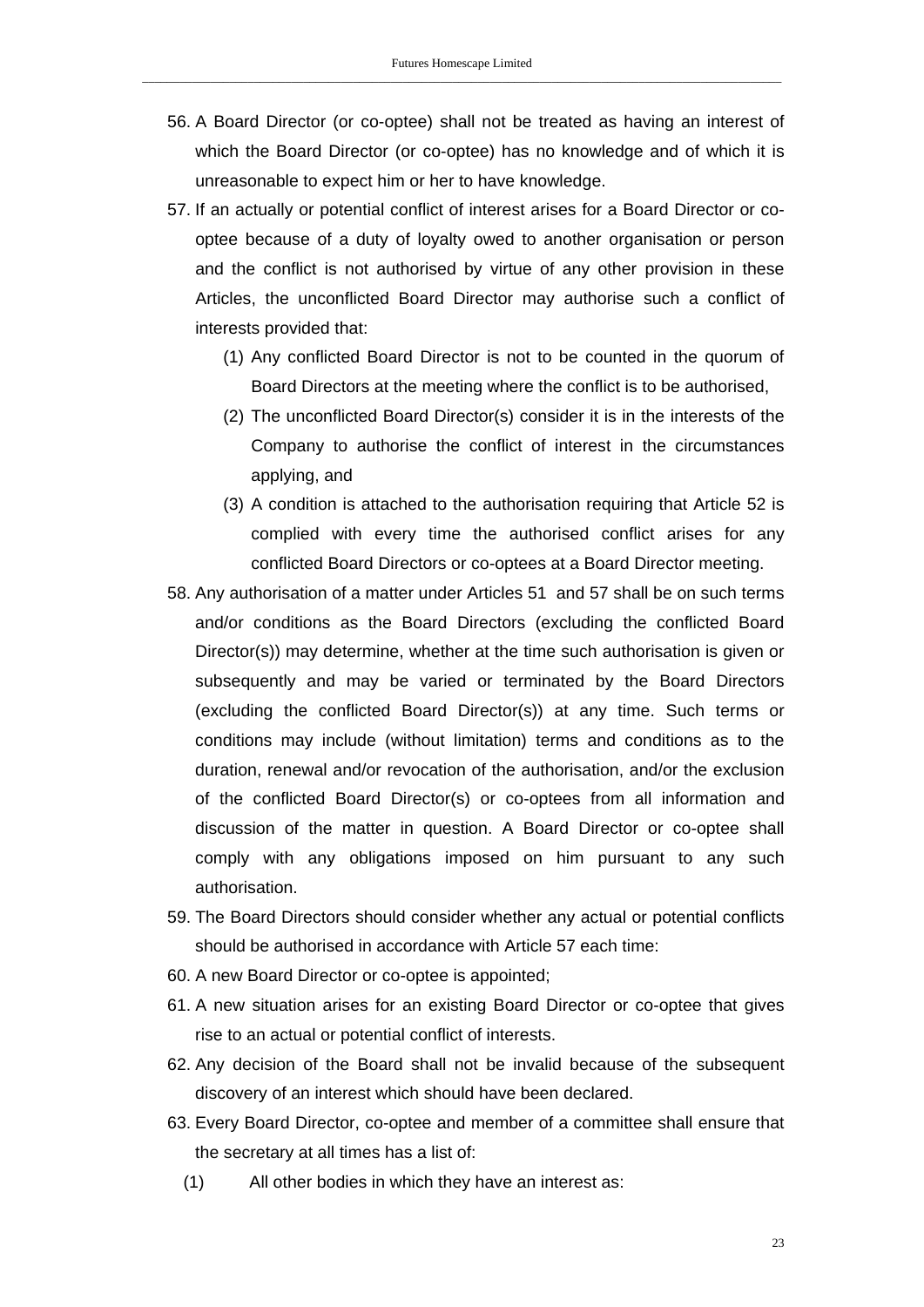56. A Board Director (or co-optee) shall not be treated as having an interest of which the Board Director (or co-optee) has no knowledge and of which it is unreasonable to expect him or her to have knowledge.
57. If an actually or potential conflict of interest arises for a Board Director or co-optee because of a duty of loyalty owed to another organisation or person and the conflict is not authorised by virtue of any other provision in these Articles, the unconflicted Board Director may authorise such a conflict of interests provided that:
    (1) Any conflicted Board Director is not to be counted in the quorum of Board Directors at the meeting where the conflict is to be authorised,
    (2) The unconflicted Board Director(s) consider it is in the interests of the Company to authorise the conflict of interest in the circumstances applying, and
    (3) A condition is attached to the authorisation requiring that Article 52 is complied with every time the authorised conflict arises for any conflicted Board Directors or co-optees at a Board Director meeting.
58. Any authorisation of a matter under Articles 51 and 57 shall be on such terms and/or conditions as the Board Directors (excluding the conflicted Board Director(s)) may determine, whether at the time such authorisation is given or subsequently and may be varied or terminated by the Board Directors (excluding the conflicted Board Director(s)) at any time. Such terms or conditions may include (without limitation) terms and conditions as to the duration, renewal and/or revocation of the authorisation, and/or the exclusion of the conflicted Board Director(s) or co-optees from all information and discussion of the matter in question. A Board Director or co-optee shall comply with any obligations imposed on him pursuant to any such authorisation.
59. The Board Directors should consider whether any actual or potential conflicts should be authorised in accordance with Article 57 each time:
60. A new Board Director or co-optee is appointed;
61. A new situation arises for an existing Board Director or co-optee that gives rise to an actual or potential conflict of interests.
62. Any decision of the Board shall not be invalid because of the subsequent discovery of an interest which should have been declared.
63. Every Board Director, co-optee and member of a committee shall ensure that the secretary at all times has a list of:
    (1) All other bodies in which they have an interest as: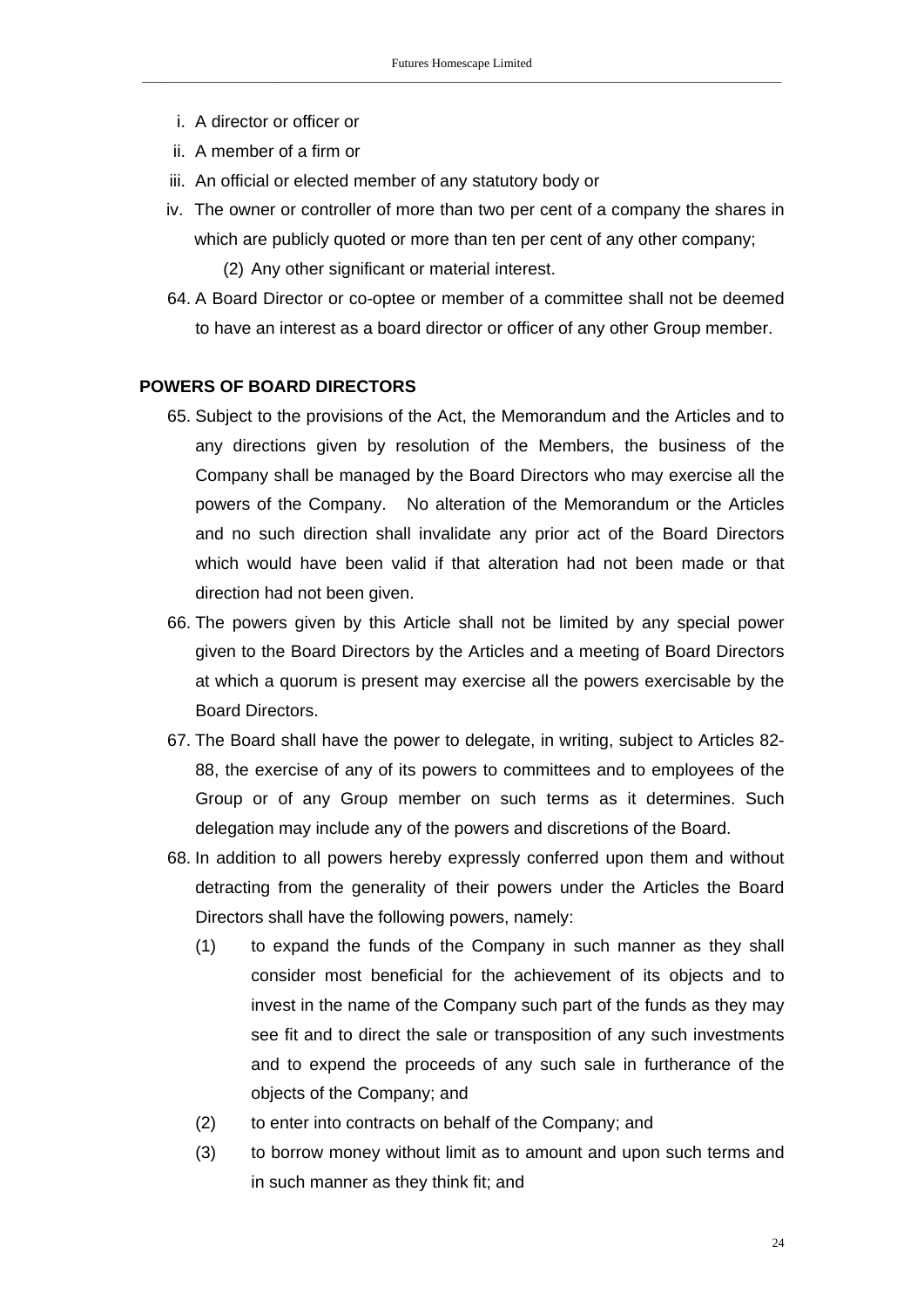i. A director or officer or
ii. A member of a firm or
iii. An official or elected member of any statutory body or
iv. The owner or controller of more than two per cent of a company the shares in which are publicly quoted or more than ten per cent of any other company;

(2) Any other significant or material interest.

64. A Board Director or co-optee or member of a committee shall not be deemed to have an interest as a board director or officer of any other Group member.

**POWERS OF BOARD DIRECTORS**

65. Subject to the provisions of the Act, the Memorandum and the Articles and to any directions given by resolution of the Members, the business of the Company shall be managed by the Board Directors who may exercise all the powers of the Company. No alteration of the Memorandum or the Articles and no such direction shall invalidate any prior act of the Board Directors which would have been valid if that alteration had not been made or that direction had not been given.
66. The powers given by this Article shall not be limited by any special power given to the Board Directors by the Articles and a meeting of Board Directors at which a quorum is present may exercise all the powers exercisable by the Board Directors.
67. The Board shall have the power to delegate, in writing, subject to Articles 82-88, the exercise of any of its powers to committees and to employees of the Group or of any Group member on such terms as it determines. Such delegation may include any of the powers and discretions of the Board.
68. In addition to all powers hereby expressly conferred upon them and without detracting from the generality of their powers under the Articles the Board Directors shall have the following powers, namely:
    (1) to expand the funds of the Company in such manner as they shall consider most beneficial for the achievement of its objects and to invest in the name of the Company such part of the funds as they may see fit and to direct the sale or transposition of any such investments and to expend the proceeds of any such sale in furtherance of the objects of the Company; and
    (2) to enter into contracts on behalf of the Company; and
    (3) to borrow money without limit as to amount and upon such terms and in such manner as they think fit; and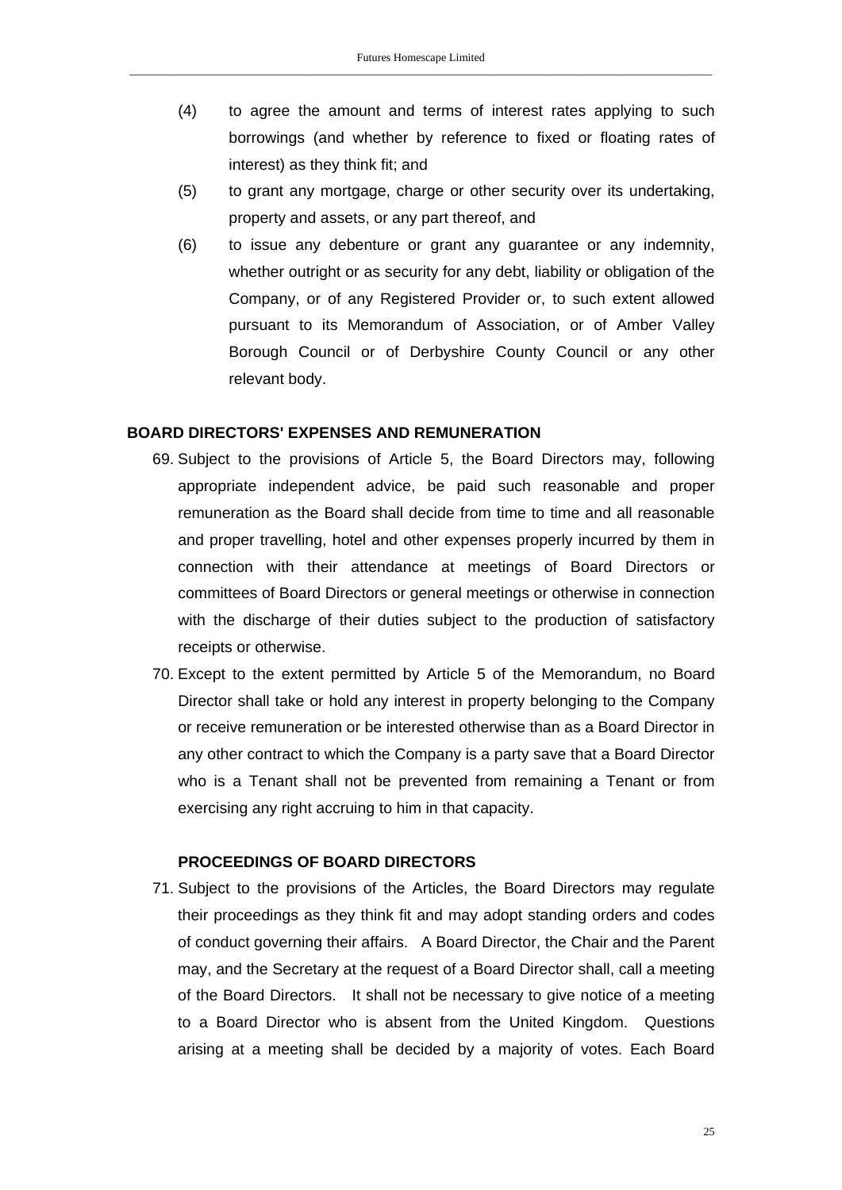(4) to agree the amount and terms of interest rates applying to such borrowings (and whether by reference to fixed or floating rates of interest) as they think fit; and

(5) to grant any mortgage, charge or other security over its undertaking, property and assets, or any part thereof, and

(6) to issue any debenture or grant any guarantee or any indemnity, whether outright or as security for any debt, liability or obligation of the Company, or of any Registered Provider or, to such extent allowed pursuant to its Memorandum of Association, or of Amber Valley Borough Council or of Derbyshire County Council or any other relevant body.

**BOARD DIRECTORS' EXPENSES AND REMUNERATION**

69. Subject to the provisions of Article 5, the Board Directors may, following appropriate independent advice, be paid such reasonable and proper remuneration as the Board shall decide from time to time and all reasonable and proper travelling, hotel and other expenses properly incurred by them in connection with their attendance at meetings of Board Directors or committees of Board Directors or general meetings or otherwise in connection with the discharge of their duties subject to the production of satisfactory receipts or otherwise.

70. Except to the extent permitted by Article 5 of the Memorandum, no Board Director shall take or hold any interest in property belonging to the Company or receive remuneration or be interested otherwise than as a Board Director in any other contract to which the Company is a party save that a Board Director who is a Tenant shall not be prevented from remaining a Tenant or from exercising any right accruing to him in that capacity.

**PROCEEDINGS OF BOARD DIRECTORS**

71. Subject to the provisions of the Articles, the Board Directors may regulate their proceedings as they think fit and may adopt standing orders and codes of conduct governing their affairs. A Board Director, the Chair and the Parent may, and the Secretary at the request of a Board Director shall, call a meeting of the Board Directors. It shall not be necessary to give notice of a meeting to a Board Director who is absent from the United Kingdom. Questions arising at a meeting shall be decided by a majority of votes. Each Board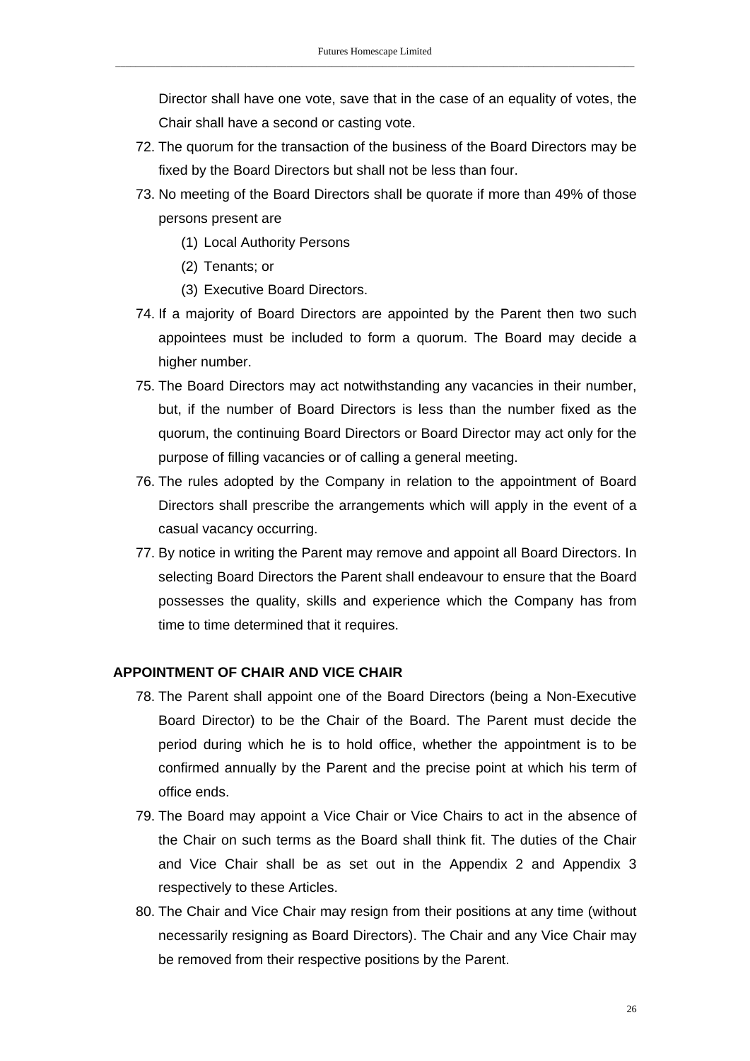Director shall have one vote, save that in the case of an equality of votes, the Chair shall have a second or casting vote.

72. The quorum for the transaction of the business of the Board Directors may be fixed by the Board Directors but shall not be less than four.
73. No meeting of the Board Directors shall be quorate if more than 49% of those persons present are
    (1) Local Authority Persons
    (2) Tenants; or
    (3) Executive Board Directors.
74. If a majority of Board Directors are appointed by the Parent then two such appointees must be included to form a quorum. The Board may decide a higher number.
75. The Board Directors may act notwithstanding any vacancies in their number, but, if the number of Board Directors is less than the number fixed as the quorum, the continuing Board Directors or Board Director may act only for the purpose of filling vacancies or of calling a general meeting.
76. The rules adopted by the Company in relation to the appointment of Board Directors shall prescribe the arrangements which will apply in the event of a casual vacancy occurring.
77. By notice in writing the Parent may remove and appoint all Board Directors. In selecting Board Directors the Parent shall endeavour to ensure that the Board possesses the quality, skills and experience which the Company has from time to time determined that it requires.

## APPOINTMENT OF CHAIR AND VICE CHAIR

78. The Parent shall appoint one of the Board Directors (being a Non-Executive Board Director) to be the Chair of the Board. The Parent must decide the period during which he is to hold office, whether the appointment is to be confirmed annually by the Parent and the precise point at which his term of office ends.
79. The Board may appoint a Vice Chair or Vice Chairs to act in the absence of the Chair on such terms as the Board shall think fit. The duties of the Chair and Vice Chair shall be as set out in the Appendix 2 and Appendix 3 respectively to these Articles.
80. The Chair and Vice Chair may resign from their positions at any time (without necessarily resigning as Board Directors). The Chair and any Vice Chair may be removed from their respective positions by the Parent.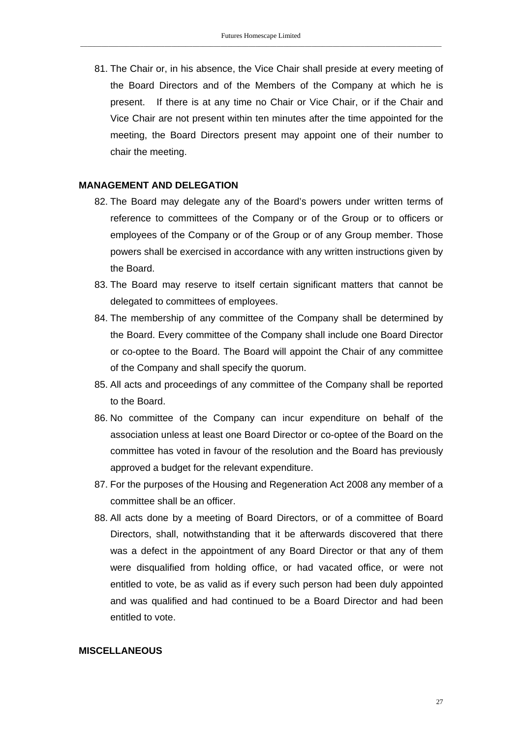81. The Chair or, in his absence, the Vice Chair shall preside at every meeting of the Board Directors and of the Members of the Company at which he is present. If there is at any time no Chair or Vice Chair, or if the Chair and Vice Chair are not present within ten minutes after the time appointed for the meeting, the Board Directors present may appoint one of their number to chair the meeting.

**MANAGEMENT AND DELEGATION**

82. The Board may delegate any of the Board's powers under written terms of reference to committees of the Company or of the Group or to officers or employees of the Company or of the Group or of any Group member. Those powers shall be exercised in accordance with any written instructions given by the Board.
83. The Board may reserve to itself certain significant matters that cannot be delegated to committees of employees.
84. The membership of any committee of the Company shall be determined by the Board. Every committee of the Company shall include one Board Director or co-optee to the Board. The Board will appoint the Chair of any committee of the Company and shall specify the quorum.
85. All acts and proceedings of any committee of the Company shall be reported to the Board.
86. No committee of the Company can incur expenditure on behalf of the association unless at least one Board Director or co-optee of the Board on the committee has voted in favour of the resolution and the Board has previously approved a budget for the relevant expenditure.
87. For the purposes of the Housing and Regeneration Act 2008 any member of a committee shall be an officer.
88. All acts done by a meeting of Board Directors, or of a committee of Board Directors, shall, notwithstanding that it be afterwards discovered that there was a defect in the appointment of any Board Director or that any of them were disqualified from holding office, or had vacated office, or were not entitled to vote, be as valid as if every such person had been duly appointed and was qualified and had continued to be a Board Director and had been entitled to vote.

**MISCELLANEOUS**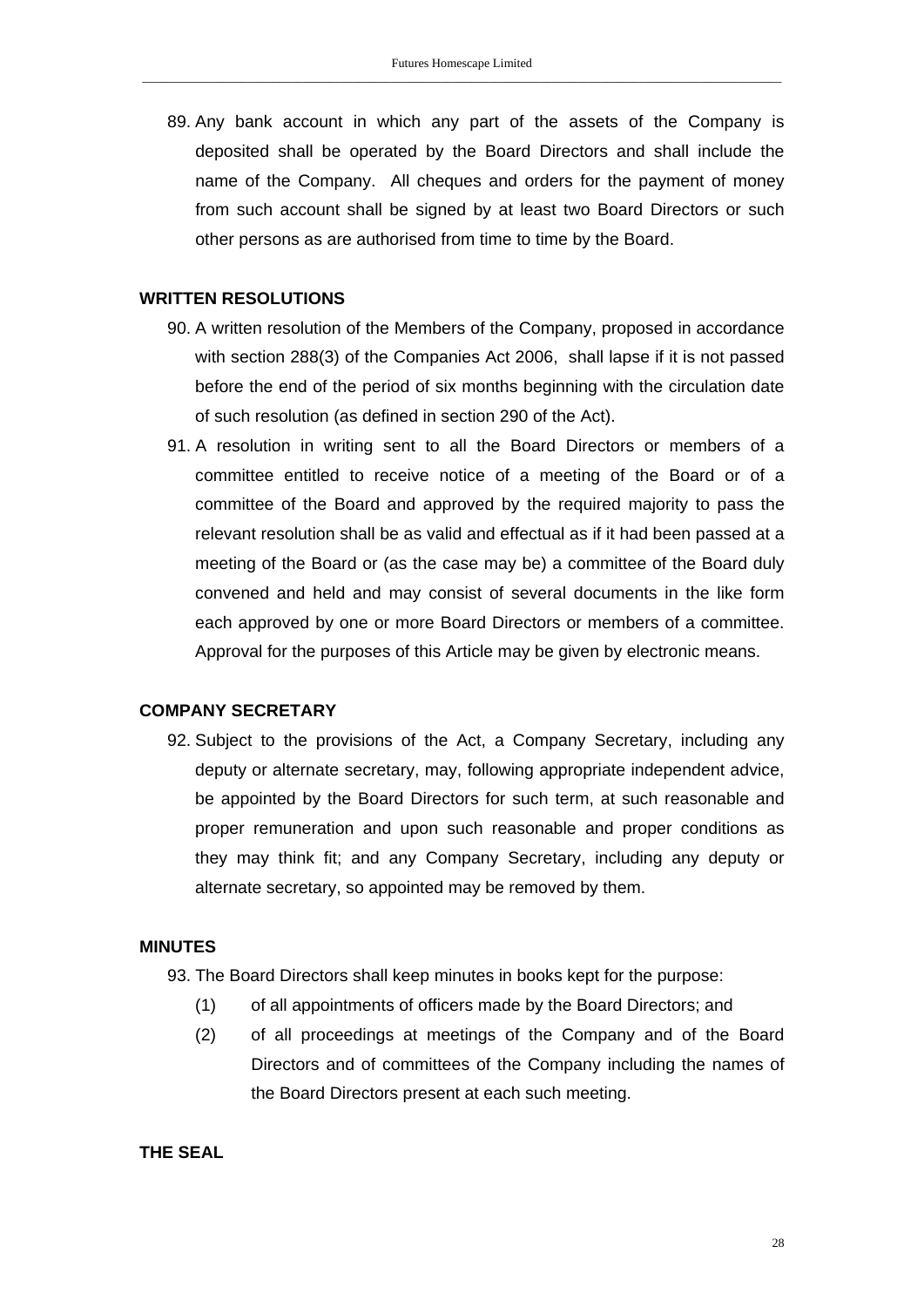89. Any bank account in which any part of the assets of the Company is deposited shall be operated by the Board Directors and shall include the name of the Company. All cheques and orders for the payment of money from such account shall be signed by at least two Board Directors or such other persons as are authorised from time to time by the Board.

**WRITTEN RESOLUTIONS**

90. A written resolution of the Members of the Company, proposed in accordance with section 288(3) of the Companies Act 2006, shall lapse if it is not passed before the end of the period of six months beginning with the circulation date of such resolution (as defined in section 290 of the Act).

91. A resolution in writing sent to all the Board Directors or members of a committee entitled to receive notice of a meeting of the Board or of a committee of the Board and approved by the required majority to pass the relevant resolution shall be as valid and effectual as if it had been passed at a meeting of the Board or (as the case may be) a committee of the Board duly convened and held and may consist of several documents in the like form each approved by one or more Board Directors or members of a committee. Approval for the purposes of this Article may be given by electronic means.

**COMPANY SECRETARY**

92. Subject to the provisions of the Act, a Company Secretary, including any deputy or alternate secretary, may, following appropriate independent advice, be appointed by the Board Directors for such term, at such reasonable and proper remuneration and upon such reasonable and proper conditions as they may think fit; and any Company Secretary, including any deputy or alternate secretary, so appointed may be removed by them.

**MINUTES**

93. The Board Directors shall keep minutes in books kept for the purpose:
    - (1) of all appointments of officers made by the Board Directors; and
    - (2) of all proceedings at meetings of the Company and of the Board Directors and of committees of the Company including the names of the Board Directors present at each such meeting.

**THE SEAL**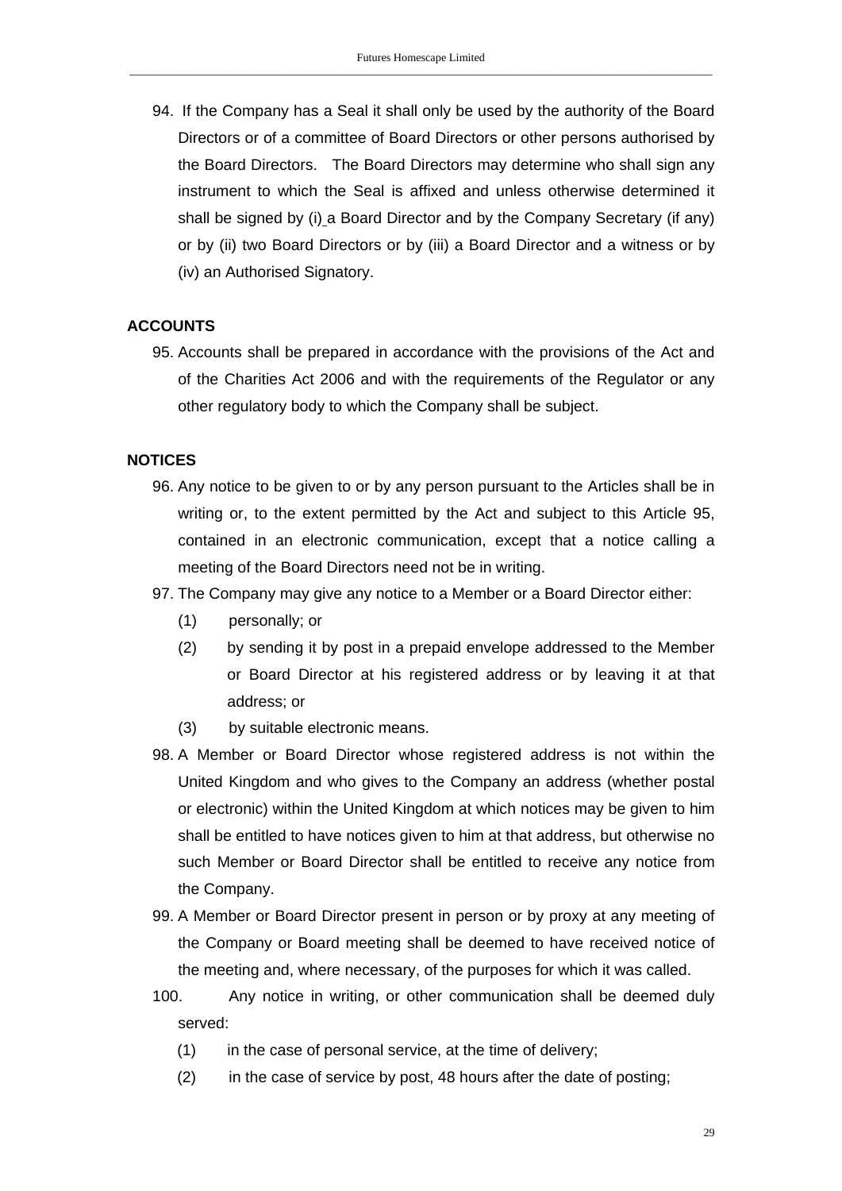94. If the Company has a Seal it shall only be used by the authority of the Board Directors or of a committee of Board Directors or other persons authorised by the Board Directors. The Board Directors may determine who shall sign any instrument to which the Seal is affixed and unless otherwise determined it shall be signed by (i) a Board Director and by the Company Secretary (if any) or by (ii) two Board Directors or by (iii) a Board Director and a witness or by (iv) an Authorised Signatory.

**ACCOUNTS**

95. Accounts shall be prepared in accordance with the provisions of the Act and of the Charities Act 2006 and with the requirements of the Regulator or any other regulatory body to which the Company shall be subject.

**NOTICES**

96. Any notice to be given to or by any person pursuant to the Articles shall be in writing or, to the extent permitted by the Act and subject to this Article 95, contained in an electronic communication, except that a notice calling a meeting of the Board Directors need not be in writing.

97. The Company may give any notice to a Member or a Board Director either:

    (1) personally; or

    (2) by sending it by post in a prepaid envelope addressed to the Member or Board Director at his registered address or by leaving it at that address; or

    (3) by suitable electronic means.

98. A Member or Board Director whose registered address is not within the United Kingdom and who gives to the Company an address (whether postal or electronic) within the United Kingdom at which notices may be given to him shall be entitled to have notices given to him at that address, but otherwise no such Member or Board Director shall be entitled to receive any notice from the Company.

99. A Member or Board Director present in person or by proxy at any meeting of the Company or Board meeting shall be deemed to have received notice of the meeting and, where necessary, of the purposes for which it was called.

100. Any notice in writing, or other communication shall be deemed duly served:

    (1) in the case of personal service, at the time of delivery;

    (2) in the case of service by post, 48 hours after the date of posting;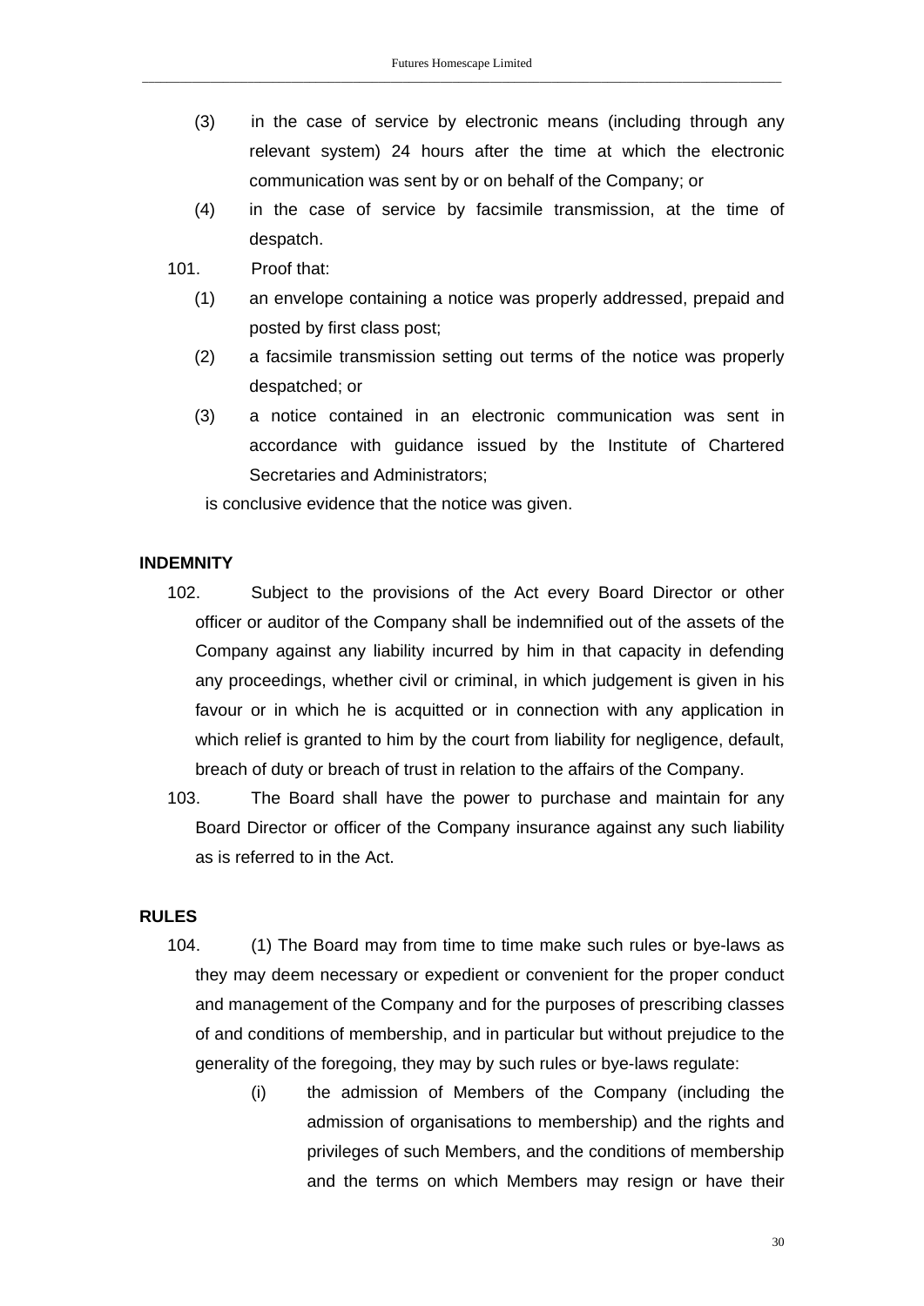(3) in the case of service by electronic means (including through any relevant system) 24 hours after the time at which the electronic communication was sent by or on behalf of the Company; or

(4) in the case of service by facsimile transmission, at the time of despatch.

101. Proof that:

(1) an envelope containing a notice was properly addressed, prepaid and posted by first class post;

(2) a facsimile transmission setting out terms of the notice was properly despatched; or

(3) a notice contained in an electronic communication was sent in accordance with guidance issued by the Institute of Chartered Secretaries and Administrators;

is conclusive evidence that the notice was given.

**INDEMNITY**

102. Subject to the provisions of the Act every Board Director or other officer or auditor of the Company shall be indemnified out of the assets of the Company against any liability incurred by him in that capacity in defending any proceedings, whether civil or criminal, in which judgement is given in his favour or in which he is acquitted or in connection with any application in which relief is granted to him by the court from liability for negligence, default, breach of duty or breach of trust in relation to the affairs of the Company.

103. The Board shall have the power to purchase and maintain for any Board Director or officer of the Company insurance against any such liability as is referred to in the Act.

**RULES**

104. (1) The Board may from time to time make such rules or bye-laws as they may deem necessary or expedient or convenient for the proper conduct and management of the Company and for the purposes of prescribing classes of and conditions of membership, and in particular but without prejudice to the generality of the foregoing, they may by such rules or bye-laws regulate:

(i) the admission of Members of the Company (including the admission of organisations to membership) and the rights and privileges of such Members, and the conditions of membership and the terms on which Members may resign or have their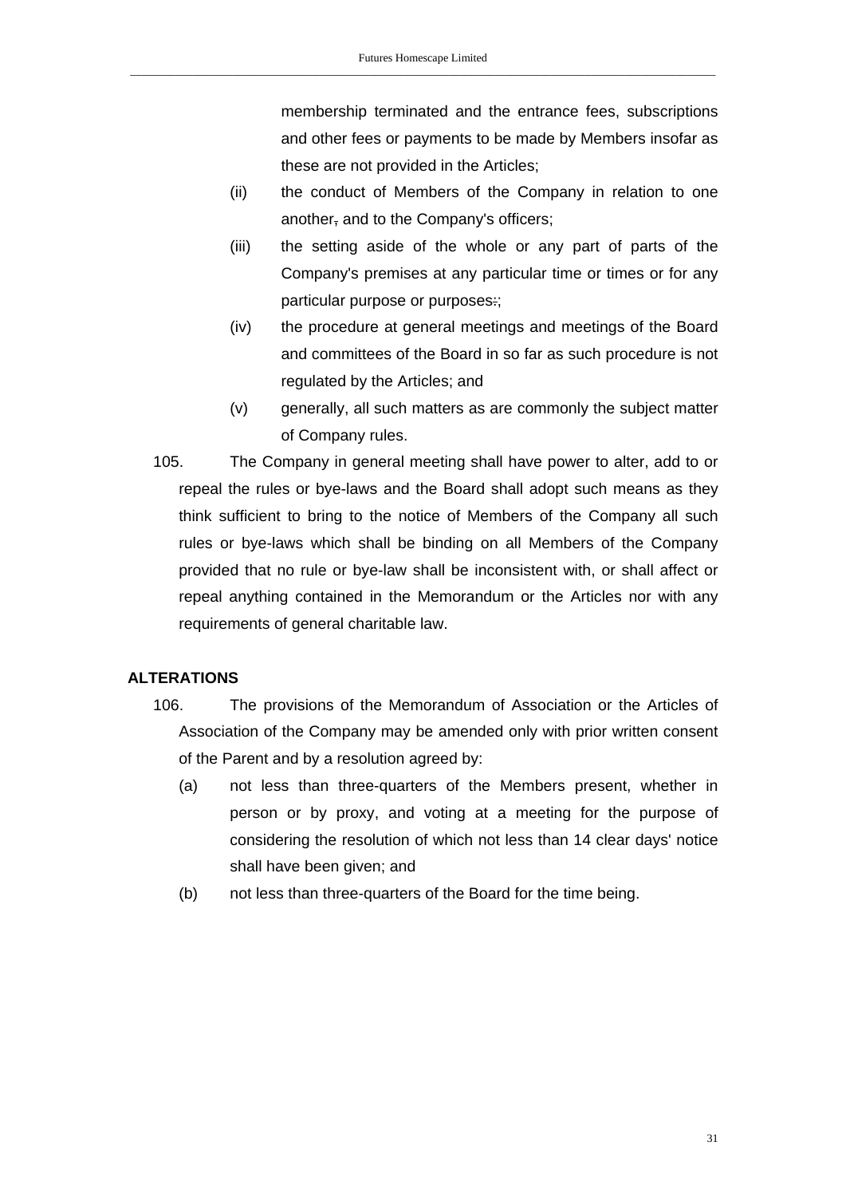membership terminated and the entrance fees, subscriptions and other fees or payments to be made by Members insofar as these are not provided in the Articles;

(ii) the conduct of Members of the Company in relation to one another, and to the Company's officers;

(iii) the setting aside of the whole or any part of parts of the Company's premises at any particular time or times or for any particular purpose or purposes:;

(iv) the procedure at general meetings and meetings of the Board and committees of the Board in so far as such procedure is not regulated by the Articles; and

(v) generally, all such matters as are commonly the subject matter of Company rules.

105. The Company in general meeting shall have power to alter, add to or repeal the rules or bye-laws and the Board shall adopt such means as they think sufficient to bring to the notice of Members of the Company all such rules or bye-laws which shall be binding on all Members of the Company provided that no rule or bye-law shall be inconsistent with, or shall affect or repeal anything contained in the Memorandum or the Articles nor with any requirements of general charitable law.

**ALTERATIONS**

106. The provisions of the Memorandum of Association or the Articles of Association of the Company may be amended only with prior written consent of the Parent and by a resolution agreed by:

(a) not less than three-quarters of the Members present, whether in person or by proxy, and voting at a meeting for the purpose of considering the resolution of which not less than 14 clear days' notice shall have been given; and

(b) not less than three-quarters of the Board for the time being.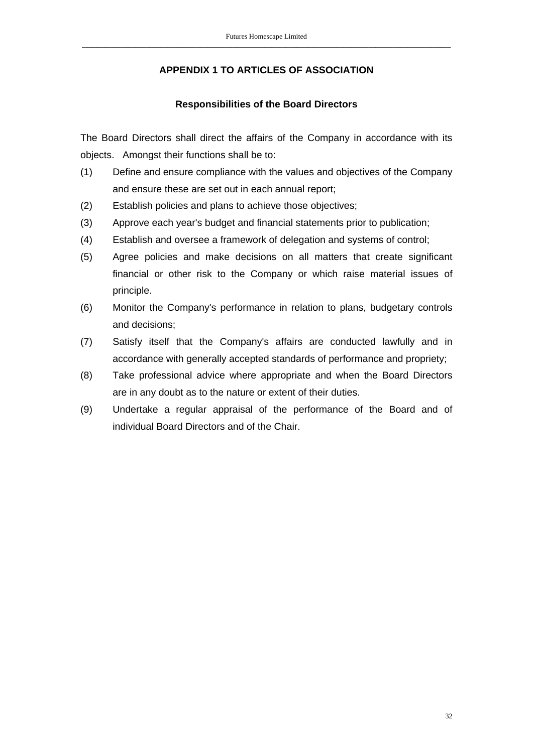## APPENDIX 1 TO ARTICLES OF ASSOCIATION

### Responsibilities of the Board Directors

The Board Directors shall direct the affairs of the Company in accordance with its objects. Amongst their functions shall be to:

(1) Define and ensure compliance with the values and objectives of the Company and ensure these are set out in each annual report;

(2) Establish policies and plans to achieve those objectives;

(3) Approve each year's budget and financial statements prior to publication;

(4) Establish and oversee a framework of delegation and systems of control;

(5) Agree policies and make decisions on all matters that create significant financial or other risk to the Company or which raise material issues of principle.

(6) Monitor the Company's performance in relation to plans, budgetary controls and decisions;

(7) Satisfy itself that the Company's affairs are conducted lawfully and in accordance with generally accepted standards of performance and propriety;

(8) Take professional advice where appropriate and when the Board Directors are in any doubt as to the nature or extent of their duties.

(9) Undertake a regular appraisal of the performance of the Board and of individual Board Directors and of the Chair.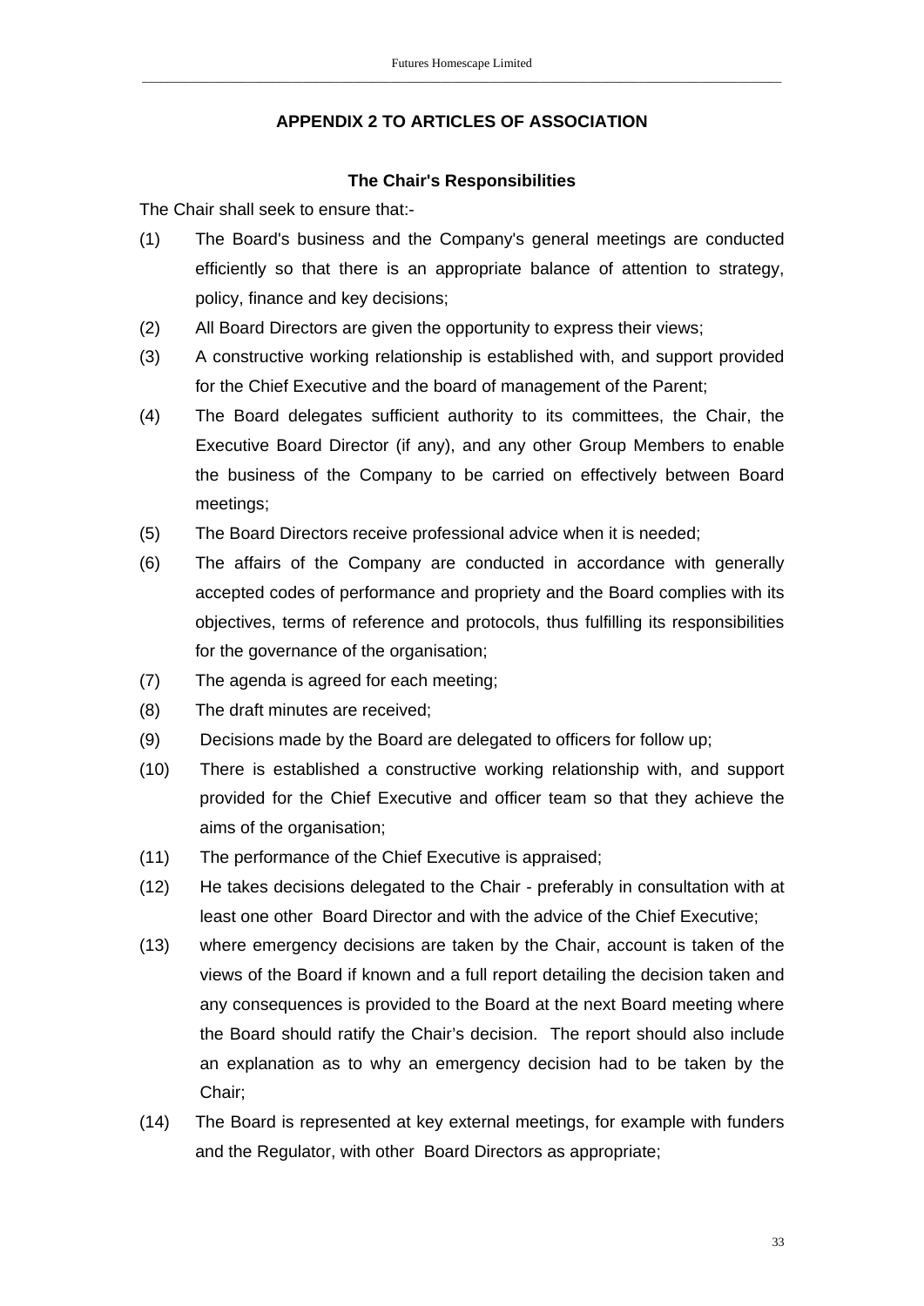## APPENDIX 2 TO ARTICLES OF ASSOCIATION

### The Chair's Responsibilities

The Chair shall seek to ensure that:-

(1) The Board's business and the Company's general meetings are conducted efficiently so that there is an appropriate balance of attention to strategy, policy, finance and key decisions;

(2) All Board Directors are given the opportunity to express their views;

(3) A constructive working relationship is established with, and support provided for the Chief Executive and the board of management of the Parent;

(4) The Board delegates sufficient authority to its committees, the Chair, the Executive Board Director (if any), and any other Group Members to enable the business of the Company to be carried on effectively between Board meetings;

(5) The Board Directors receive professional advice when it is needed;

(6) The affairs of the Company are conducted in accordance with generally accepted codes of performance and propriety and the Board complies with its objectives, terms of reference and protocols, thus fulfilling its responsibilities for the governance of the organisation;

(7) The agenda is agreed for each meeting;

(8) The draft minutes are received;

(9) Decisions made by the Board are delegated to officers for follow up;

(10) There is established a constructive working relationship with, and support provided for the Chief Executive and officer team so that they achieve the aims of the organisation;

(11) The performance of the Chief Executive is appraised;

(12) He takes decisions delegated to the Chair - preferably in consultation with at least one other Board Director and with the advice of the Chief Executive;

(13) where emergency decisions are taken by the Chair, account is taken of the views of the Board if known and a full report detailing the decision taken and any consequences is provided to the Board at the next Board meeting where the Board should ratify the Chair's decision. The report should also include an explanation as to why an emergency decision had to be taken by the Chair;

(14) The Board is represented at key external meetings, for example with funders and the Regulator, with other Board Directors as appropriate;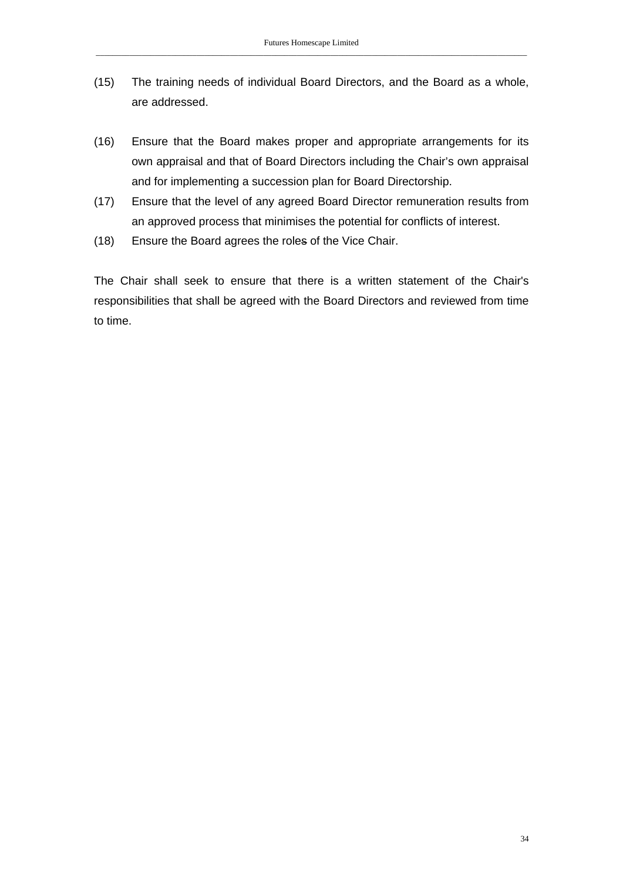(15) The training needs of individual Board Directors, and the Board as a whole, are addressed.

(16) Ensure that the Board makes proper and appropriate arrangements for its own appraisal and that of Board Directors including the Chair's own appraisal and for implementing a succession plan for Board Directorship.

(17) Ensure that the level of any agreed Board Director remuneration results from an approved process that minimises the potential for conflicts of interest.

(18) Ensure the Board agrees the roles of the Vice Chair.

The Chair shall seek to ensure that there is a written statement of the Chair's responsibilities that shall be agreed with the Board Directors and reviewed from time to time.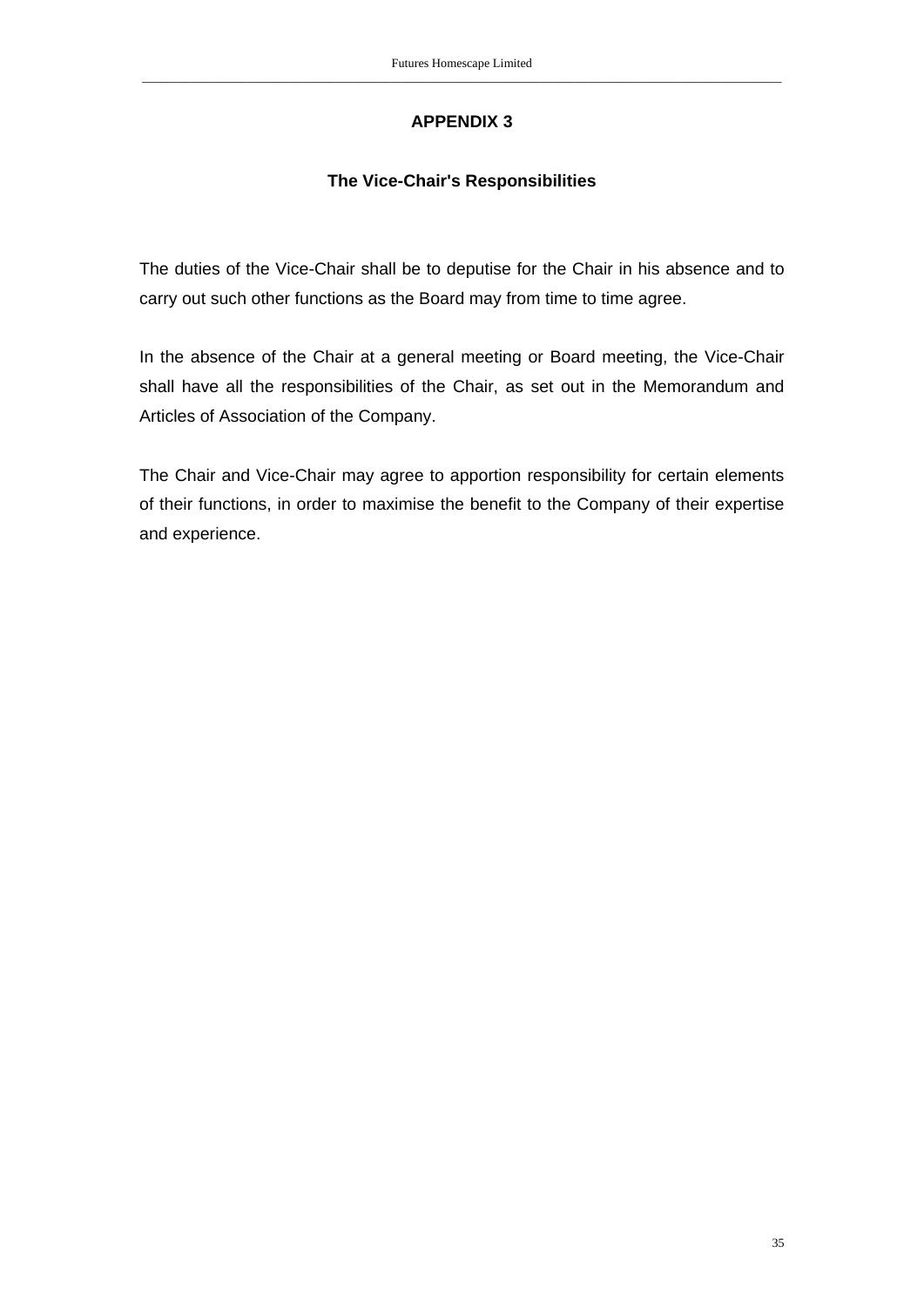# APPENDIX 3

## The Vice-Chair's Responsibilities

The duties of the Vice-Chair shall be to deputise for the Chair in his absence and to carry out such other functions as the Board may from time to time agree.

In the absence of the Chair at a general meeting or Board meeting, the Vice-Chair shall have all the responsibilities of the Chair, as set out in the Memorandum and Articles of Association of the Company.

The Chair and Vice-Chair may agree to apportion responsibility for certain elements of their functions, in order to maximise the benefit to the Company of their expertise and experience.